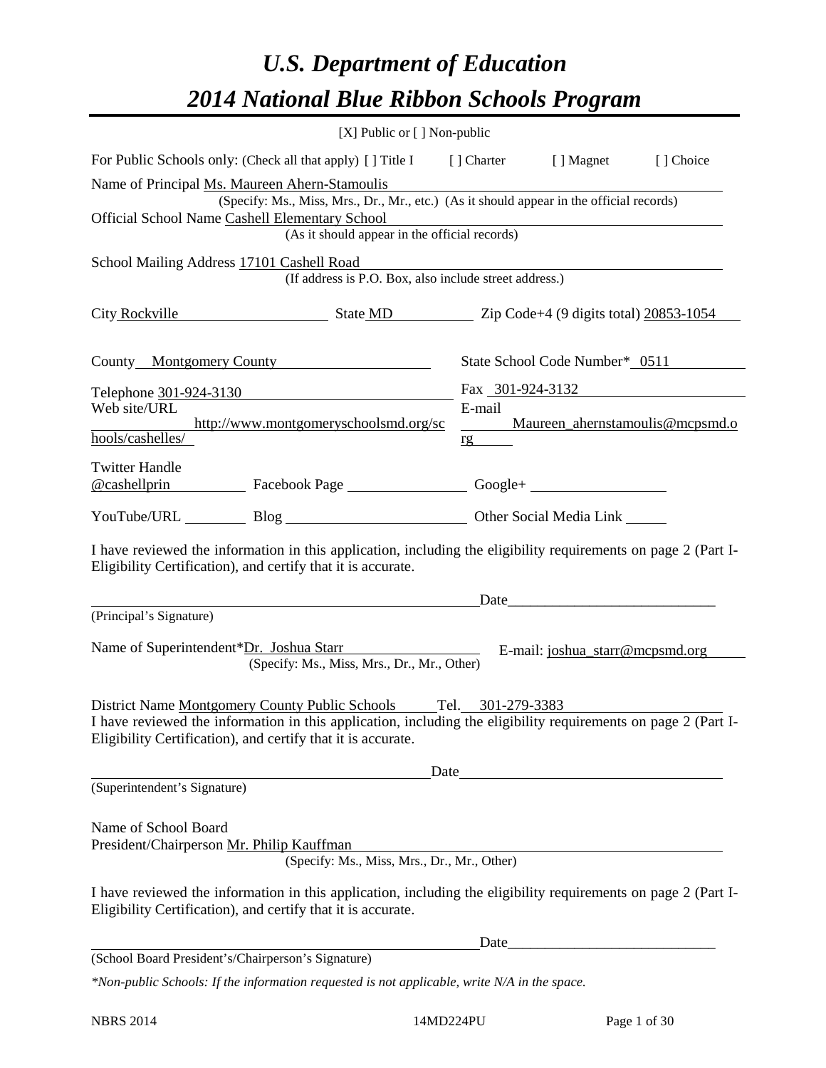# *U.S. Department of Education*
# *2014 National Blue Ribbon Schools Program*

[X] Public or [ ] Non-public

For Public Schools only: (Check all that apply) [ ] Title I [ ] Charter [ ] Magnet [ ] Choice

Name of Principal Ms. Maureen Ahern-Stamoulis
(Specify: Ms., Miss, Mrs., Dr., Mr., etc.) (As it should appear in the official records)

Official School Name Cashell Elementary School
(As it should appear in the official records)

School Mailing Address 17101 Cashell Road
(If address is P.O. Box, also include street address.)

City Rockville State MD Zip Code+4 (9 digits total) 20853-1054

County Montgomery County State School Code Number* 0511

Telephone 301-924-3130 Fax 301-924-3132

Web site/URL http://www.montgomeryschoolsmd.org/schools/cashelles/ E-mail Maureen_ahernstamoulis@mcpsmd.org

Twitter Handle @cashellprin Facebook Page Google+

YouTube/URL Blog Other Social Media Link

I have reviewed the information in this application, including the eligibility requirements on page 2 (Part I-Eligibility Certification), and certify that it is accurate.

Date

(Principal's Signature)

Name of Superintendent*Dr. Joshua Starr E-mail: joshua_starr@mcpsmd.org
(Specify: Ms., Miss, Mrs., Dr., Mr., Other)

District Name Montgomery County Public Schools Tel. 301-279-3383

I have reviewed the information in this application, including the eligibility requirements on page 2 (Part I-Eligibility Certification), and certify that it is accurate.

Date

(Superintendent's Signature)

Name of School Board
President/Chairperson Mr. Philip Kauffman
(Specify: Ms., Miss, Mrs., Dr., Mr., Other)

I have reviewed the information in this application, including the eligibility requirements on page 2 (Part I-Eligibility Certification), and certify that it is accurate.

Date

(School Board President's/Chairperson's Signature)

*\*Non-public Schools: If the information requested is not applicable, write N/A in the space.*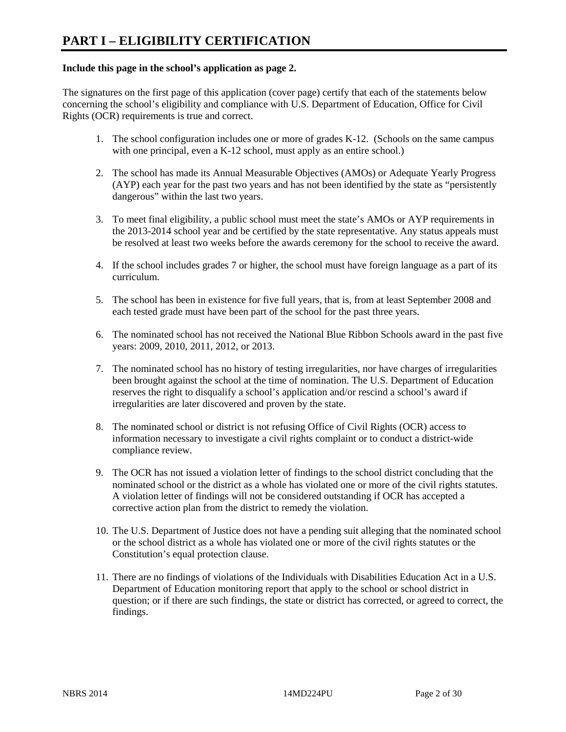# PART I – ELIGIBILITY CERTIFICATION

**Include this page in the school's application as page 2.**

The signatures on the first page of this application (cover page) certify that each of the statements below concerning the school's eligibility and compliance with U.S. Department of Education, Office for Civil Rights (OCR) requirements is true and correct.

1. The school configuration includes one or more of grades K-12. (Schools on the same campus with one principal, even a K-12 school, must apply as an entire school.)

2. The school has made its Annual Measurable Objectives (AMOs) or Adequate Yearly Progress (AYP) each year for the past two years and has not been identified by the state as "persistently dangerous" within the last two years.

3. To meet final eligibility, a public school must meet the state's AMOs or AYP requirements in the 2013-2014 school year and be certified by the state representative. Any status appeals must be resolved at least two weeks before the awards ceremony for the school to receive the award.

4. If the school includes grades 7 or higher, the school must have foreign language as a part of its curriculum.

5. The school has been in existence for five full years, that is, from at least September 2008 and each tested grade must have been part of the school for the past three years.

6. The nominated school has not received the National Blue Ribbon Schools award in the past five years: 2009, 2010, 2011, 2012, or 2013.

7. The nominated school has no history of testing irregularities, nor have charges of irregularities been brought against the school at the time of nomination. The U.S. Department of Education reserves the right to disqualify a school's application and/or rescind a school's award if irregularities are later discovered and proven by the state.

8. The nominated school or district is not refusing Office of Civil Rights (OCR) access to information necessary to investigate a civil rights complaint or to conduct a district-wide compliance review.

9. The OCR has not issued a violation letter of findings to the school district concluding that the nominated school or the district as a whole has violated one or more of the civil rights statutes. A violation letter of findings will not be considered outstanding if OCR has accepted a corrective action plan from the district to remedy the violation.

10. The U.S. Department of Justice does not have a pending suit alleging that the nominated school or the school district as a whole has violated one or more of the civil rights statutes or the Constitution's equal protection clause.

11. There are no findings of violations of the Individuals with Disabilities Education Act in a U.S. Department of Education monitoring report that apply to the school or school district in question; or if there are such findings, the state or district has corrected, or agreed to correct, the findings.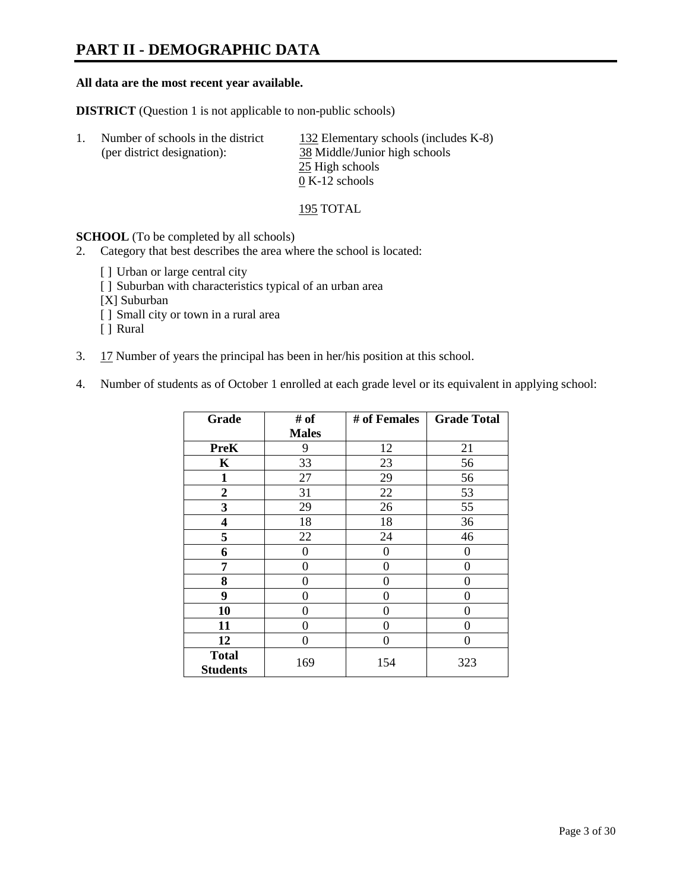# PART II - DEMOGRAPHIC DATA

**All data are the most recent year available.**

**DISTRICT** (Question 1 is not applicable to non-public schools)

1. Number of schools in the district (per district designation):

   132 Elementary schools (includes K-8)
   38 Middle/Junior high schools
   25 High schools
   0 K-12 schools

   195 TOTAL

**SCHOOL** (To be completed by all schools)

2. Category that best describes the area where the school is located:

   [ ] Urban or large central city
   [ ] Suburban with characteristics typical of an urban area
   [X] Suburban
   [ ] Small city or town in a rural area
   [ ] Rural

3. 17 Number of years the principal has been in her/his position at this school.

4. Number of students as of October 1 enrolled at each grade level or its equivalent in applying school:

| Grade | # of Males | # of Females | Grade Total |
|---|---|---|---|
| **PreK** | 9 | 12 | 21 |
| **K** | 33 | 23 | 56 |
| **1** | 27 | 29 | 56 |
| **2** | 31 | 22 | 53 |
| **3** | 29 | 26 | 55 |
| **4** | 18 | 18 | 36 |
| **5** | 22 | 24 | 46 |
| **6** | 0 | 0 | 0 |
| **7** | 0 | 0 | 0 |
| **8** | 0 | 0 | 0 |
| **9** | 0 | 0 | 0 |
| **10** | 0 | 0 | 0 |
| **11** | 0 | 0 | 0 |
| **12** | 0 | 0 | 0 |
| **Total Students** | 169 | 154 | 323 |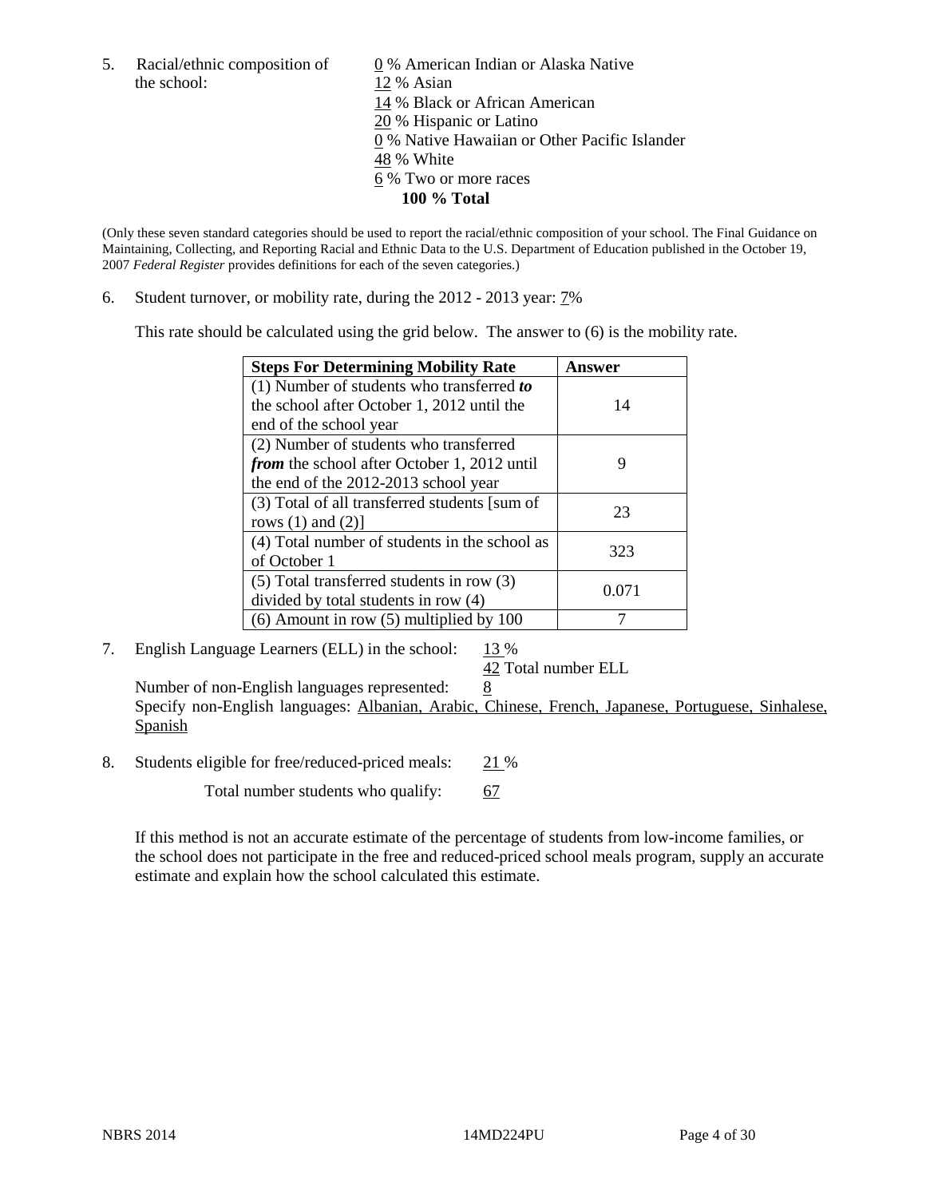5. Racial/ethnic composition of the school:

0 % American Indian or Alaska Native
12 % Asian
14 % Black or African American
20 % Hispanic or Latino
0 % Native Hawaiian or Other Pacific Islander
48 % White
6 % Two or more races
**100 % Total**

(Only these seven standard categories should be used to report the racial/ethnic composition of your school. The Final Guidance on Maintaining, Collecting, and Reporting Racial and Ethnic Data to the U.S. Department of Education published in the October 19, 2007 *Federal Register* provides definitions for each of the seven categories.)

6. Student turnover, or mobility rate, during the 2012 - 2013 year: 7%

This rate should be calculated using the grid below. The answer to (6) is the mobility rate.

| **Steps For Determining Mobility Rate** | **Answer** |
|---|---|
| (1) Number of students who transferred ***to*** the school after October 1, 2012 until the end of the school year | 14 |
| (2) Number of students who transferred ***from*** the school after October 1, 2012 until the end of the 2012-2013 school year | 9 |
| (3) Total of all transferred students [sum of rows (1) and (2)] | 23 |
| (4) Total number of students in the school as of October 1 | 323 |
| (5) Total transferred students in row (3) divided by total students in row (4) | 0.071 |
| (6) Amount in row (5) multiplied by 100 | 7 |

7. English Language Learners (ELL) in the school: 13 %
42 Total number ELL
Number of non-English languages represented: 8
Specify non-English languages: Albanian, Arabic, Chinese, French, Japanese, Portuguese, Sinhalese, Spanish

8. Students eligible for free/reduced-priced meals: 21 %
Total number students who qualify: 67

If this method is not an accurate estimate of the percentage of students from low-income families, or the school does not participate in the free and reduced-priced school meals program, supply an accurate estimate and explain how the school calculated this estimate.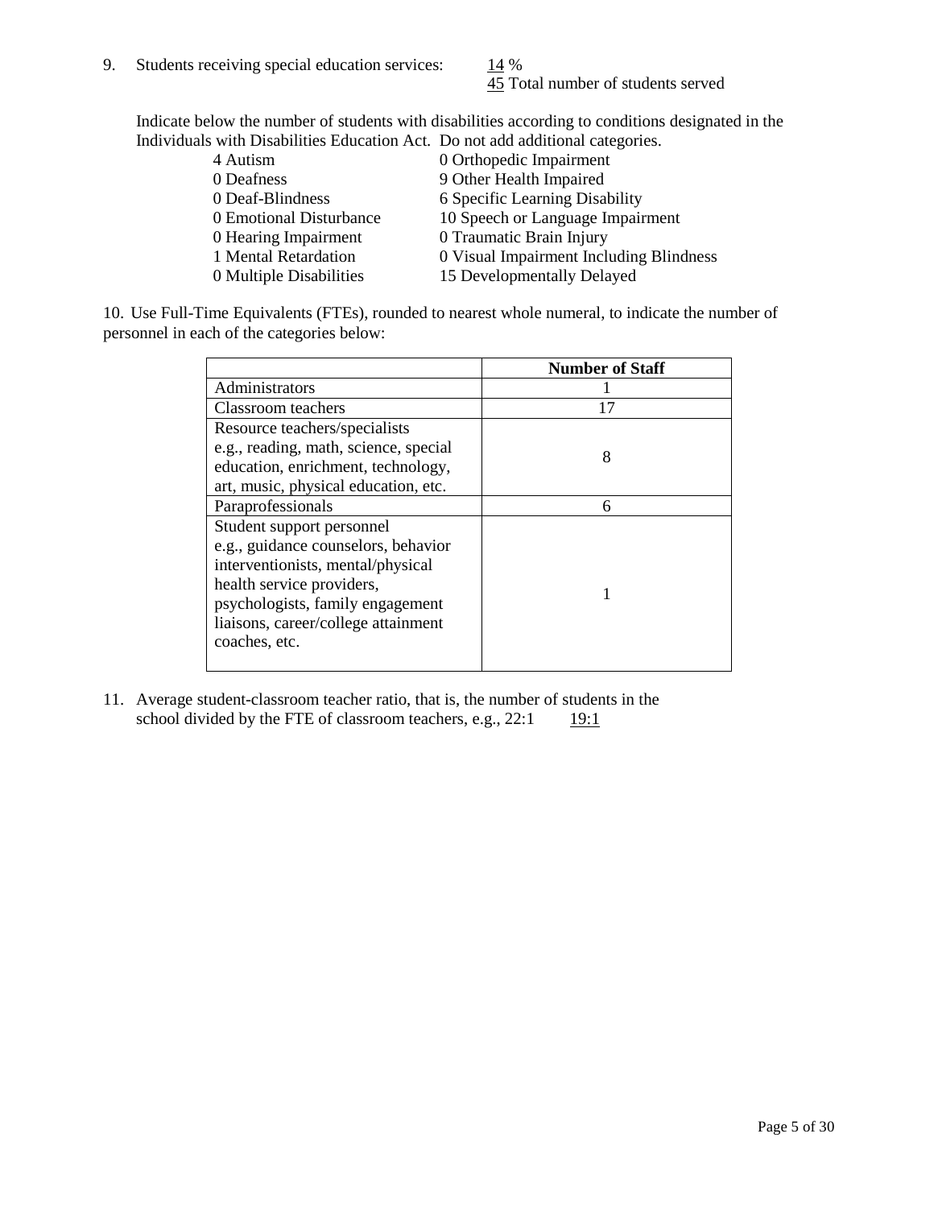9. Students receiving special education services: 14 %
45 Total number of students served

Indicate below the number of students with disabilities according to conditions designated in the Individuals with Disabilities Education Act. Do not add additional categories.

| | |
|---|---|
| 4 Autism | 0 Orthopedic Impairment |
| 0 Deafness | 9 Other Health Impaired |
| 0 Deaf-Blindness | 6 Specific Learning Disability |
| 0 Emotional Disturbance | 10 Speech or Language Impairment |
| 0 Hearing Impairment | 0 Traumatic Brain Injury |
| 1 Mental Retardation | 0 Visual Impairment Including Blindness |
| 0 Multiple Disabilities | 15 Developmentally Delayed |

10. Use Full-Time Equivalents (FTEs), rounded to nearest whole numeral, to indicate the number of personnel in each of the categories below:

| | Number of Staff |
|---|---|
| Administrators | 1 |
| Classroom teachers | 17 |
| Resource teachers/specialists e.g., reading, math, science, special education, enrichment, technology, art, music, physical education, etc. | 8 |
| Paraprofessionals | 6 |
| Student support personnel e.g., guidance counselors, behavior interventionists, mental/physical health service providers, psychologists, family engagement liaisons, career/college attainment coaches, etc. | 1 |

11. Average student-classroom teacher ratio, that is, the number of students in the school divided by the FTE of classroom teachers, e.g., 22:1 19:1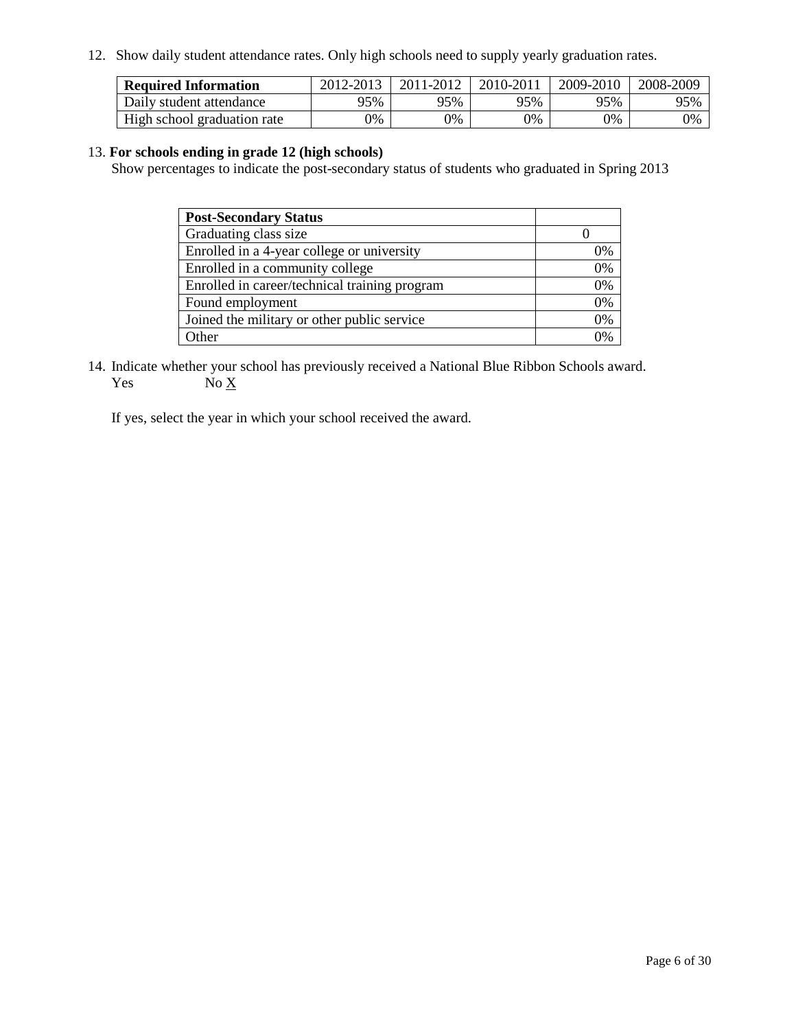12. Show daily student attendance rates. Only high schools need to supply yearly graduation rates.

| **Required Information** | 2012-2013 | 2011-2012 | 2010-2011 | 2009-2010 | 2008-2009 |
|---|---|---|---|---|---|
| Daily student attendance | 95% | 95% | 95% | 95% | 95% |
| High school graduation rate | 0% | 0% | 0% | 0% | 0% |

13. **For schools ending in grade 12 (high schools)**

Show percentages to indicate the post-secondary status of students who graduated in Spring 2013

| **Post-Secondary Status** | |
|---|---|
| Graduating class size | 0 |
| Enrolled in a 4-year college or university | 0% |
| Enrolled in a community college | 0% |
| Enrolled in career/technical training program | 0% |
| Found employment | 0% |
| Joined the military or other public service | 0% |
| Other | 0% |

14. Indicate whether your school has previously received a National Blue Ribbon Schools award.

Yes No X

If yes, select the year in which your school received the award.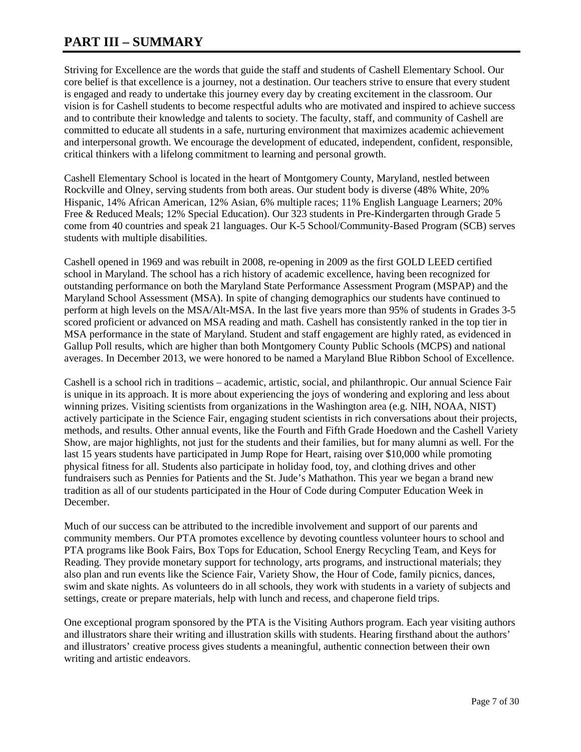# PART III – SUMMARY

Striving for Excellence are the words that guide the staff and students of Cashell Elementary School. Our core belief is that excellence is a journey, not a destination. Our teachers strive to ensure that every student is engaged and ready to undertake this journey every day by creating excitement in the classroom. Our vision is for Cashell students to become respectful adults who are motivated and inspired to achieve success and to contribute their knowledge and talents to society. The faculty, staff, and community of Cashell are committed to educate all students in a safe, nurturing environment that maximizes academic achievement and interpersonal growth. We encourage the development of educated, independent, confident, responsible, critical thinkers with a lifelong commitment to learning and personal growth.

Cashell Elementary School is located in the heart of Montgomery County, Maryland, nestled between Rockville and Olney, serving students from both areas. Our student body is diverse (48% White, 20% Hispanic, 14% African American, 12% Asian, 6% multiple races; 11% English Language Learners; 20% Free & Reduced Meals; 12% Special Education). Our 323 students in Pre-Kindergarten through Grade 5 come from 40 countries and speak 21 languages. Our K-5 School/Community-Based Program (SCB) serves students with multiple disabilities.

Cashell opened in 1969 and was rebuilt in 2008, re-opening in 2009 as the first GOLD LEED certified school in Maryland. The school has a rich history of academic excellence, having been recognized for outstanding performance on both the Maryland State Performance Assessment Program (MSPAP) and the Maryland School Assessment (MSA). In spite of changing demographics our students have continued to perform at high levels on the MSA/Alt-MSA. In the last five years more than 95% of students in Grades 3-5 scored proficient or advanced on MSA reading and math. Cashell has consistently ranked in the top tier in MSA performance in the state of Maryland. Student and staff engagement are highly rated, as evidenced in Gallup Poll results, which are higher than both Montgomery County Public Schools (MCPS) and national averages. In December 2013, we were honored to be named a Maryland Blue Ribbon School of Excellence.

Cashell is a school rich in traditions – academic, artistic, social, and philanthropic. Our annual Science Fair is unique in its approach. It is more about experiencing the joys of wondering and exploring and less about winning prizes. Visiting scientists from organizations in the Washington area (e.g. NIH, NOAA, NIST) actively participate in the Science Fair, engaging student scientists in rich conversations about their projects, methods, and results. Other annual events, like the Fourth and Fifth Grade Hoedown and the Cashell Variety Show, are major highlights, not just for the students and their families, but for many alumni as well. For the last 15 years students have participated in Jump Rope for Heart, raising over $10,000 while promoting physical fitness for all. Students also participate in holiday food, toy, and clothing drives and other fundraisers such as Pennies for Patients and the St. Jude's Mathathon. This year we began a brand new tradition as all of our students participated in the Hour of Code during Computer Education Week in December.

Much of our success can be attributed to the incredible involvement and support of our parents and community members. Our PTA promotes excellence by devoting countless volunteer hours to school and PTA programs like Book Fairs, Box Tops for Education, School Energy Recycling Team, and Keys for Reading. They provide monetary support for technology, arts programs, and instructional materials; they also plan and run events like the Science Fair, Variety Show, the Hour of Code, family picnics, dances, swim and skate nights. As volunteers do in all schools, they work with students in a variety of subjects and settings, create or prepare materials, help with lunch and recess, and chaperone field trips.

One exceptional program sponsored by the PTA is the Visiting Authors program. Each year visiting authors and illustrators share their writing and illustration skills with students. Hearing firsthand about the authors' and illustrators' creative process gives students a meaningful, authentic connection between their own writing and artistic endeavors.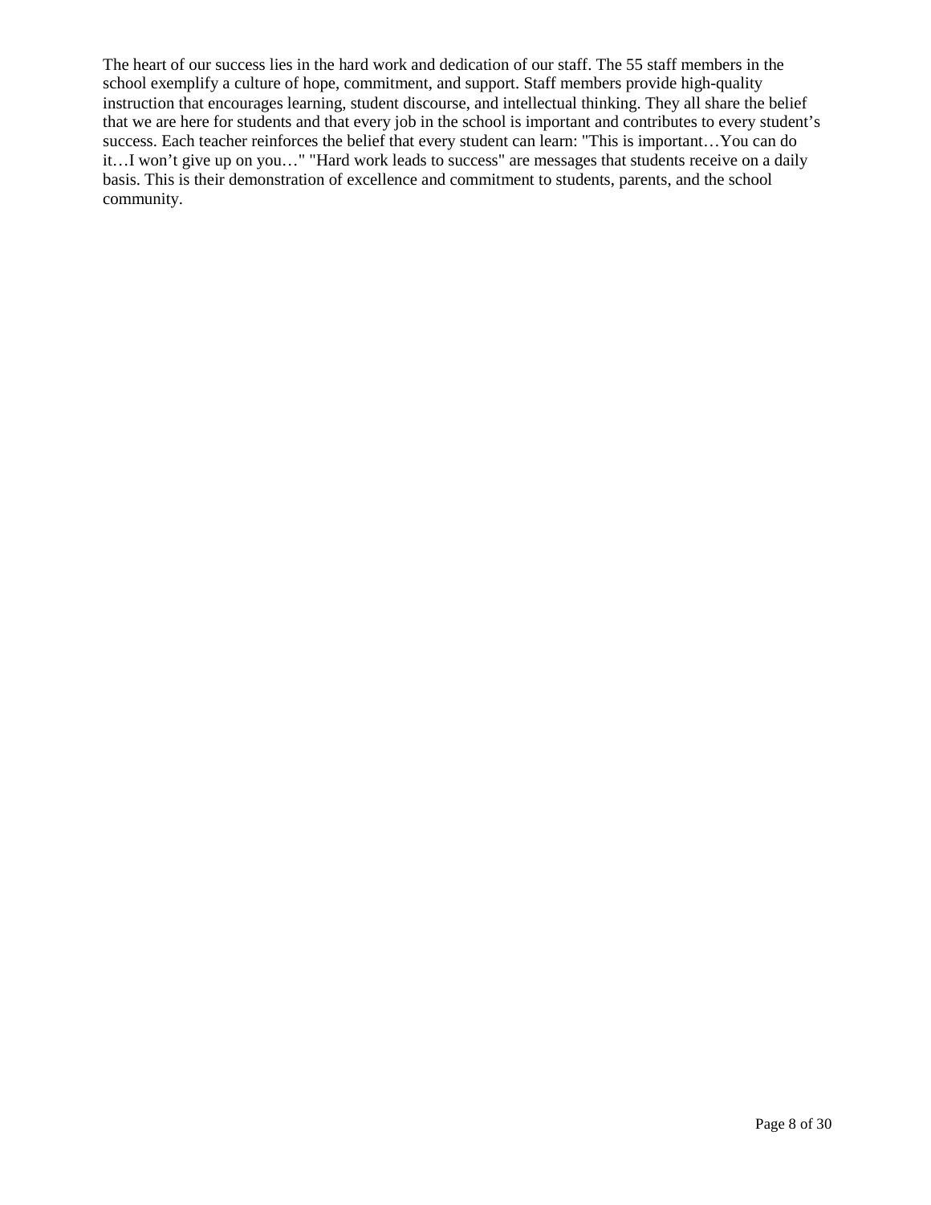The heart of our success lies in the hard work and dedication of our staff. The 55 staff members in the school exemplify a culture of hope, commitment, and support. Staff members provide high-quality instruction that encourages learning, student discourse, and intellectual thinking. They all share the belief that we are here for students and that every job in the school is important and contributes to every student's success. Each teacher reinforces the belief that every student can learn: "This is important…You can do it…I won't give up on you…" "Hard work leads to success" are messages that students receive on a daily basis. This is their demonstration of excellence and commitment to students, parents, and the school community.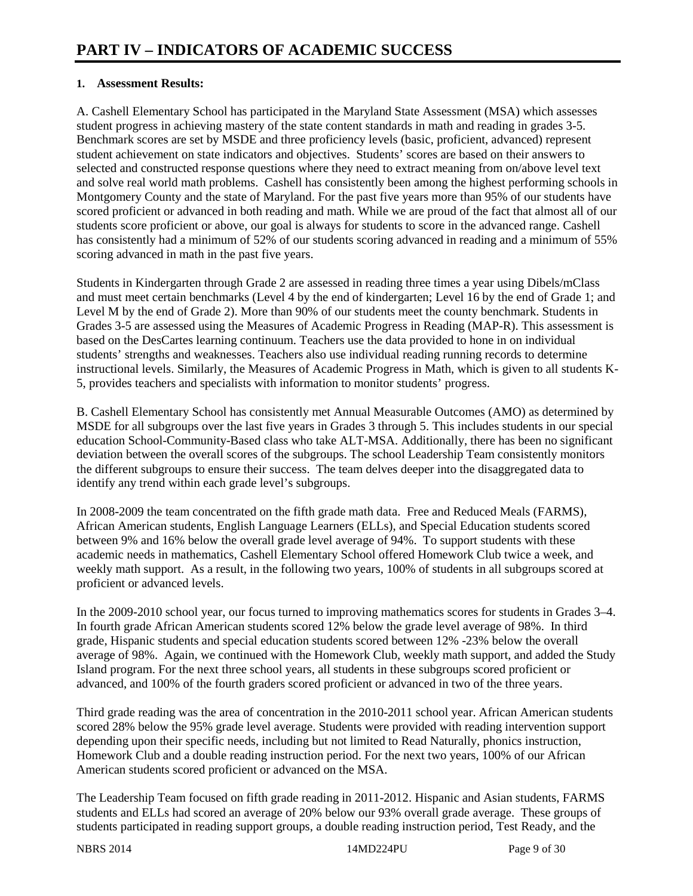# PART IV – INDICATORS OF ACADEMIC SUCCESS

**1. Assessment Results:**

A. Cashell Elementary School has participated in the Maryland State Assessment (MSA) which assesses student progress in achieving mastery of the state content standards in math and reading in grades 3-5. Benchmark scores are set by MSDE and three proficiency levels (basic, proficient, advanced) represent student achievement on state indicators and objectives. Students' scores are based on their answers to selected and constructed response questions where they need to extract meaning from on/above level text and solve real world math problems. Cashell has consistently been among the highest performing schools in Montgomery County and the state of Maryland. For the past five years more than 95% of our students have scored proficient or advanced in both reading and math. While we are proud of the fact that almost all of our students score proficient or above, our goal is always for students to score in the advanced range. Cashell has consistently had a minimum of 52% of our students scoring advanced in reading and a minimum of 55% scoring advanced in math in the past five years.

Students in Kindergarten through Grade 2 are assessed in reading three times a year using Dibels/mClass and must meet certain benchmarks (Level 4 by the end of kindergarten; Level 16 by the end of Grade 1; and Level M by the end of Grade 2). More than 90% of our students meet the county benchmark. Students in Grades 3-5 are assessed using the Measures of Academic Progress in Reading (MAP-R). This assessment is based on the DesCartes learning continuum. Teachers use the data provided to hone in on individual students' strengths and weaknesses. Teachers also use individual reading running records to determine instructional levels. Similarly, the Measures of Academic Progress in Math, which is given to all students K-5, provides teachers and specialists with information to monitor students' progress.

B. Cashell Elementary School has consistently met Annual Measurable Outcomes (AMO) as determined by MSDE for all subgroups over the last five years in Grades 3 through 5. This includes students in our special education School-Community-Based class who take ALT-MSA. Additionally, there has been no significant deviation between the overall scores of the subgroups. The school Leadership Team consistently monitors the different subgroups to ensure their success. The team delves deeper into the disaggregated data to identify any trend within each grade level's subgroups.

In 2008-2009 the team concentrated on the fifth grade math data. Free and Reduced Meals (FARMS), African American students, English Language Learners (ELLs), and Special Education students scored between 9% and 16% below the overall grade level average of 94%. To support students with these academic needs in mathematics, Cashell Elementary School offered Homework Club twice a week, and weekly math support. As a result, in the following two years, 100% of students in all subgroups scored at proficient or advanced levels.

In the 2009-2010 school year, our focus turned to improving mathematics scores for students in Grades 3–4. In fourth grade African American students scored 12% below the grade level average of 98%. In third grade, Hispanic students and special education students scored between 12% -23% below the overall average of 98%. Again, we continued with the Homework Club, weekly math support, and added the Study Island program. For the next three school years, all students in these subgroups scored proficient or advanced, and 100% of the fourth graders scored proficient or advanced in two of the three years.

Third grade reading was the area of concentration in the 2010-2011 school year. African American students scored 28% below the 95% grade level average. Students were provided with reading intervention support depending upon their specific needs, including but not limited to Read Naturally, phonics instruction, Homework Club and a double reading instruction period. For the next two years, 100% of our African American students scored proficient or advanced on the MSA.

The Leadership Team focused on fifth grade reading in 2011-2012. Hispanic and Asian students, FARMS students and ELLs had scored an average of 20% below our 93% overall grade average. These groups of students participated in reading support groups, a double reading instruction period, Test Ready, and the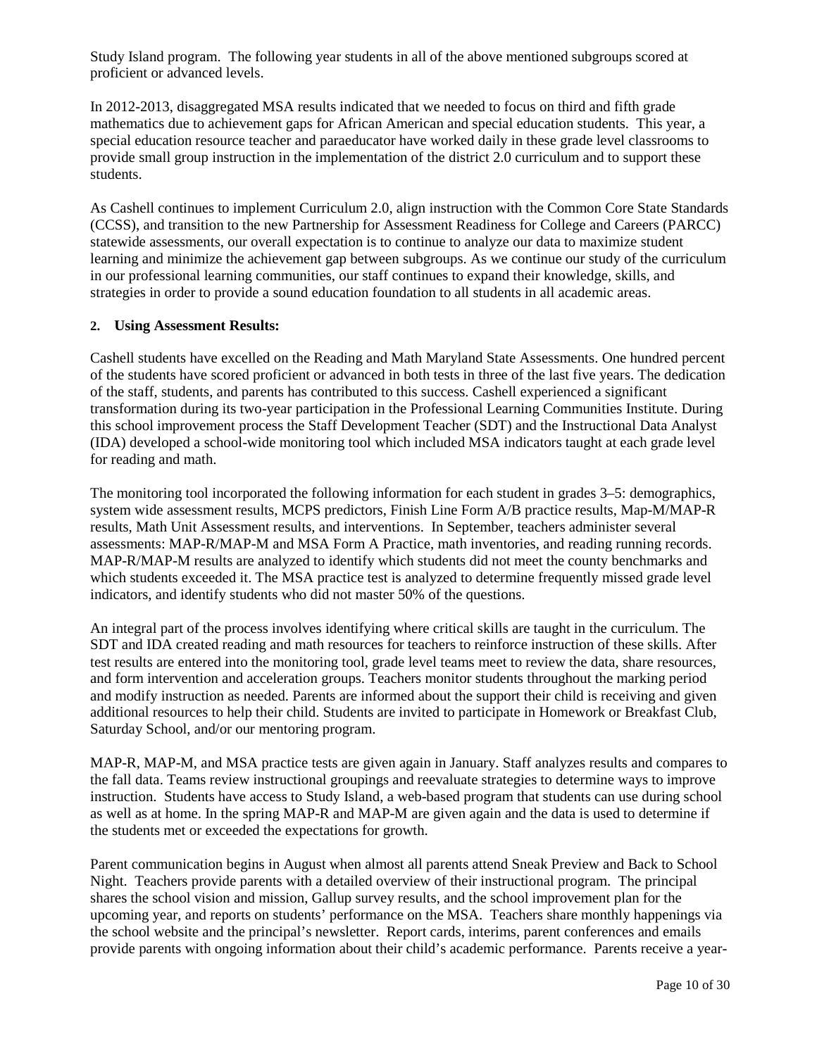Study Island program. The following year students in all of the above mentioned subgroups scored at proficient or advanced levels.

In 2012-2013, disaggregated MSA results indicated that we needed to focus on third and fifth grade mathematics due to achievement gaps for African American and special education students. This year, a special education resource teacher and paraeducator have worked daily in these grade level classrooms to provide small group instruction in the implementation of the district 2.0 curriculum and to support these students.

As Cashell continues to implement Curriculum 2.0, align instruction with the Common Core State Standards (CCSS), and transition to the new Partnership for Assessment Readiness for College and Careers (PARCC) statewide assessments, our overall expectation is to continue to analyze our data to maximize student learning and minimize the achievement gap between subgroups. As we continue our study of the curriculum in our professional learning communities, our staff continues to expand their knowledge, skills, and strategies in order to provide a sound education foundation to all students in all academic areas.

**2. Using Assessment Results:**

Cashell students have excelled on the Reading and Math Maryland State Assessments. One hundred percent of the students have scored proficient or advanced in both tests in three of the last five years. The dedication of the staff, students, and parents has contributed to this success. Cashell experienced a significant transformation during its two-year participation in the Professional Learning Communities Institute. During this school improvement process the Staff Development Teacher (SDT) and the Instructional Data Analyst (IDA) developed a school-wide monitoring tool which included MSA indicators taught at each grade level for reading and math.

The monitoring tool incorporated the following information for each student in grades 3–5: demographics, system wide assessment results, MCPS predictors, Finish Line Form A/B practice results, Map-M/MAP-R results, Math Unit Assessment results, and interventions. In September, teachers administer several assessments: MAP-R/MAP-M and MSA Form A Practice, math inventories, and reading running records. MAP-R/MAP-M results are analyzed to identify which students did not meet the county benchmarks and which students exceeded it. The MSA practice test is analyzed to determine frequently missed grade level indicators, and identify students who did not master 50% of the questions.

An integral part of the process involves identifying where critical skills are taught in the curriculum. The SDT and IDA created reading and math resources for teachers to reinforce instruction of these skills. After test results are entered into the monitoring tool, grade level teams meet to review the data, share resources, and form intervention and acceleration groups. Teachers monitor students throughout the marking period and modify instruction as needed. Parents are informed about the support their child is receiving and given additional resources to help their child. Students are invited to participate in Homework or Breakfast Club, Saturday School, and/or our mentoring program.

MAP-R, MAP-M, and MSA practice tests are given again in January. Staff analyzes results and compares to the fall data. Teams review instructional groupings and reevaluate strategies to determine ways to improve instruction. Students have access to Study Island, a web-based program that students can use during school as well as at home. In the spring MAP-R and MAP-M are given again and the data is used to determine if the students met or exceeded the expectations for growth.

Parent communication begins in August when almost all parents attend Sneak Preview and Back to School Night. Teachers provide parents with a detailed overview of their instructional program. The principal shares the school vision and mission, Gallup survey results, and the school improvement plan for the upcoming year, and reports on students' performance on the MSA. Teachers share monthly happenings via the school website and the principal's newsletter. Report cards, interims, parent conferences and emails provide parents with ongoing information about their child's academic performance. Parents receive a year-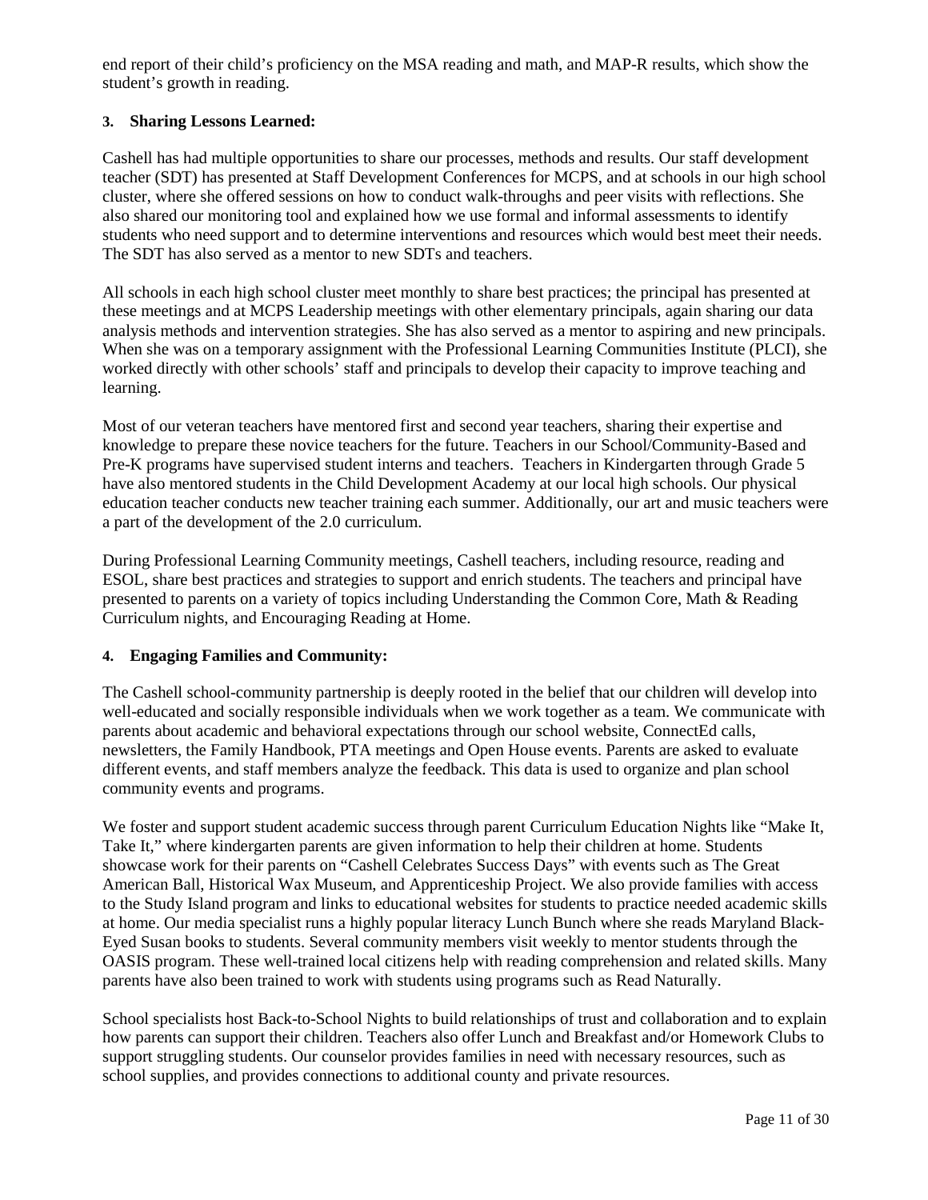end report of their child's proficiency on the MSA reading and math, and MAP-R results, which show the student's growth in reading.

### 3. Sharing Lessons Learned:

Cashell has had multiple opportunities to share our processes, methods and results. Our staff development teacher (SDT) has presented at Staff Development Conferences for MCPS, and at schools in our high school cluster, where she offered sessions on how to conduct walk-throughs and peer visits with reflections. She also shared our monitoring tool and explained how we use formal and informal assessments to identify students who need support and to determine interventions and resources which would best meet their needs. The SDT has also served as a mentor to new SDTs and teachers.

All schools in each high school cluster meet monthly to share best practices; the principal has presented at these meetings and at MCPS Leadership meetings with other elementary principals, again sharing our data analysis methods and intervention strategies. She has also served as a mentor to aspiring and new principals. When she was on a temporary assignment with the Professional Learning Communities Institute (PLCI), she worked directly with other schools' staff and principals to develop their capacity to improve teaching and learning.

Most of our veteran teachers have mentored first and second year teachers, sharing their expertise and knowledge to prepare these novice teachers for the future. Teachers in our School/Community-Based and Pre-K programs have supervised student interns and teachers. Teachers in Kindergarten through Grade 5 have also mentored students in the Child Development Academy at our local high schools. Our physical education teacher conducts new teacher training each summer. Additionally, our art and music teachers were a part of the development of the 2.0 curriculum.

During Professional Learning Community meetings, Cashell teachers, including resource, reading and ESOL, share best practices and strategies to support and enrich students. The teachers and principal have presented to parents on a variety of topics including Understanding the Common Core, Math & Reading Curriculum nights, and Encouraging Reading at Home.

### 4. Engaging Families and Community:

The Cashell school-community partnership is deeply rooted in the belief that our children will develop into well-educated and socially responsible individuals when we work together as a team. We communicate with parents about academic and behavioral expectations through our school website, ConnectEd calls, newsletters, the Family Handbook, PTA meetings and Open House events. Parents are asked to evaluate different events, and staff members analyze the feedback. This data is used to organize and plan school community events and programs.

We foster and support student academic success through parent Curriculum Education Nights like "Make It, Take It," where kindergarten parents are given information to help their children at home. Students showcase work for their parents on "Cashell Celebrates Success Days" with events such as The Great American Ball, Historical Wax Museum, and Apprenticeship Project. We also provide families with access to the Study Island program and links to educational websites for students to practice needed academic skills at home. Our media specialist runs a highly popular literacy Lunch Bunch where she reads Maryland Black-Eyed Susan books to students. Several community members visit weekly to mentor students through the OASIS program. These well-trained local citizens help with reading comprehension and related skills. Many parents have also been trained to work with students using programs such as Read Naturally.

School specialists host Back-to-School Nights to build relationships of trust and collaboration and to explain how parents can support their children. Teachers also offer Lunch and Breakfast and/or Homework Clubs to support struggling students. Our counselor provides families in need with necessary resources, such as school supplies, and provides connections to additional county and private resources.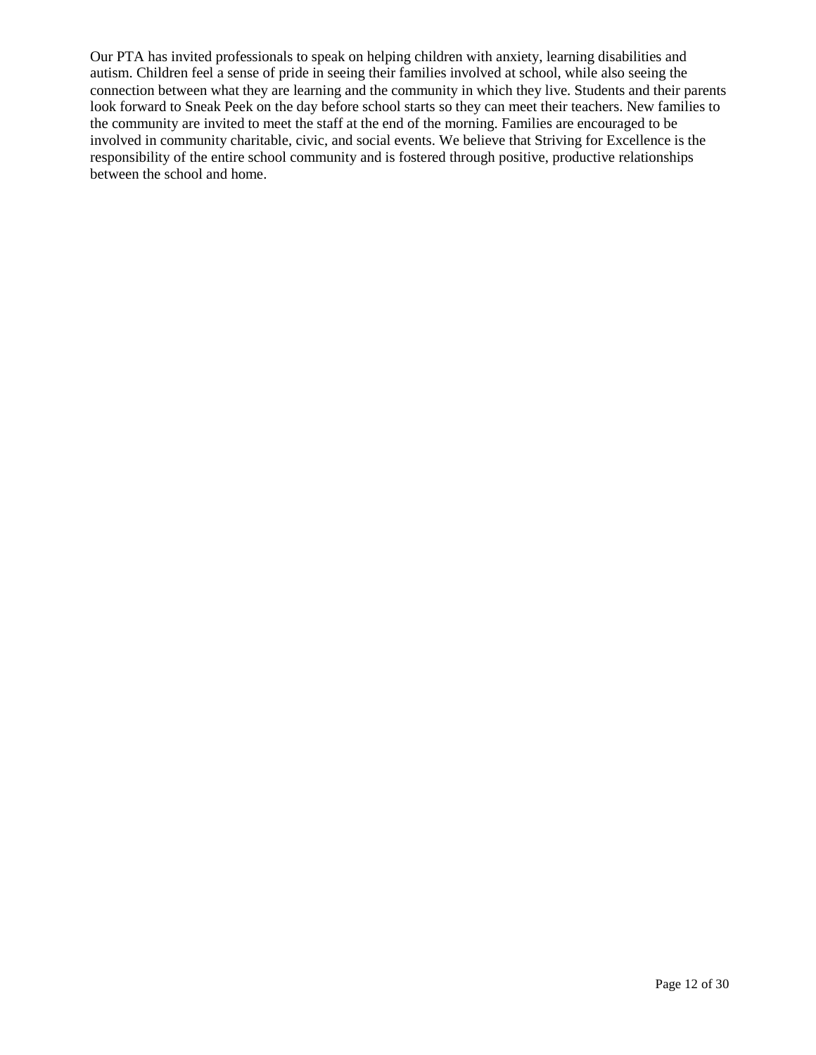Our PTA has invited professionals to speak on helping children with anxiety, learning disabilities and autism. Children feel a sense of pride in seeing their families involved at school, while also seeing the connection between what they are learning and the community in which they live. Students and their parents look forward to Sneak Peek on the day before school starts so they can meet their teachers. New families to the community are invited to meet the staff at the end of the morning. Families are encouraged to be involved in community charitable, civic, and social events. We believe that Striving for Excellence is the responsibility of the entire school community and is fostered through positive, productive relationships between the school and home.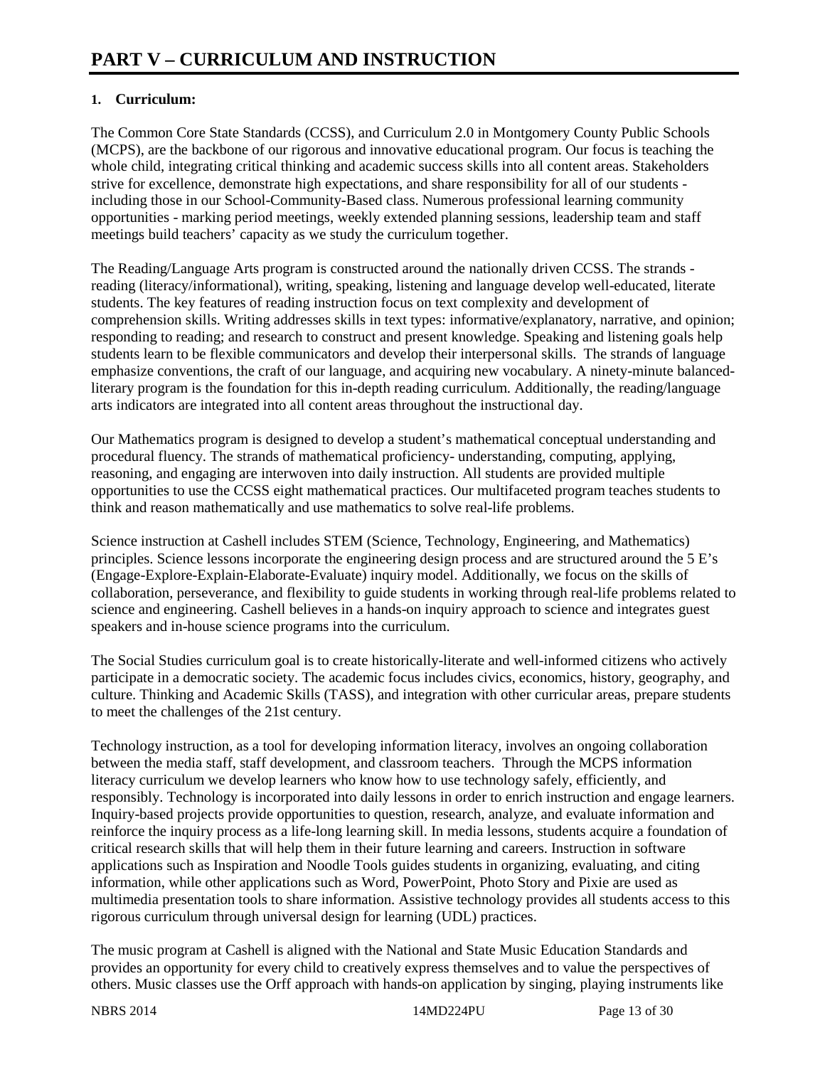# PART V – CURRICULUM AND INSTRUCTION

**1. Curriculum:**

The Common Core State Standards (CCSS), and Curriculum 2.0 in Montgomery County Public Schools (MCPS), are the backbone of our rigorous and innovative educational program. Our focus is teaching the whole child, integrating critical thinking and academic success skills into all content areas. Stakeholders strive for excellence, demonstrate high expectations, and share responsibility for all of our students - including those in our School-Community-Based class. Numerous professional learning community opportunities - marking period meetings, weekly extended planning sessions, leadership team and staff meetings build teachers' capacity as we study the curriculum together.

The Reading/Language Arts program is constructed around the nationally driven CCSS. The strands - reading (literacy/informational), writing, speaking, listening and language develop well-educated, literate students. The key features of reading instruction focus on text complexity and development of comprehension skills. Writing addresses skills in text types: informative/explanatory, narrative, and opinion; responding to reading; and research to construct and present knowledge. Speaking and listening goals help students learn to be flexible communicators and develop their interpersonal skills. The strands of language emphasize conventions, the craft of our language, and acquiring new vocabulary. A ninety-minute balanced-literary program is the foundation for this in-depth reading curriculum. Additionally, the reading/language arts indicators are integrated into all content areas throughout the instructional day.

Our Mathematics program is designed to develop a student's mathematical conceptual understanding and procedural fluency. The strands of mathematical proficiency- understanding, computing, applying, reasoning, and engaging are interwoven into daily instruction. All students are provided multiple opportunities to use the CCSS eight mathematical practices. Our multifaceted program teaches students to think and reason mathematically and use mathematics to solve real-life problems.

Science instruction at Cashell includes STEM (Science, Technology, Engineering, and Mathematics) principles. Science lessons incorporate the engineering design process and are structured around the 5 E's (Engage-Explore-Explain-Elaborate-Evaluate) inquiry model. Additionally, we focus on the skills of collaboration, perseverance, and flexibility to guide students in working through real-life problems related to science and engineering. Cashell believes in a hands-on inquiry approach to science and integrates guest speakers and in-house science programs into the curriculum.

The Social Studies curriculum goal is to create historically-literate and well-informed citizens who actively participate in a democratic society. The academic focus includes civics, economics, history, geography, and culture. Thinking and Academic Skills (TASS), and integration with other curricular areas, prepare students to meet the challenges of the 21st century.

Technology instruction, as a tool for developing information literacy, involves an ongoing collaboration between the media staff, staff development, and classroom teachers. Through the MCPS information literacy curriculum we develop learners who know how to use technology safely, efficiently, and responsibly. Technology is incorporated into daily lessons in order to enrich instruction and engage learners. Inquiry-based projects provide opportunities to question, research, analyze, and evaluate information and reinforce the inquiry process as a life-long learning skill. In media lessons, students acquire a foundation of critical research skills that will help them in their future learning and careers. Instruction in software applications such as Inspiration and Noodle Tools guides students in organizing, evaluating, and citing information, while other applications such as Word, PowerPoint, Photo Story and Pixie are used as multimedia presentation tools to share information. Assistive technology provides all students access to this rigorous curriculum through universal design for learning (UDL) practices.

The music program at Cashell is aligned with the National and State Music Education Standards and provides an opportunity for every child to creatively express themselves and to value the perspectives of others. Music classes use the Orff approach with hands-on application by singing, playing instruments like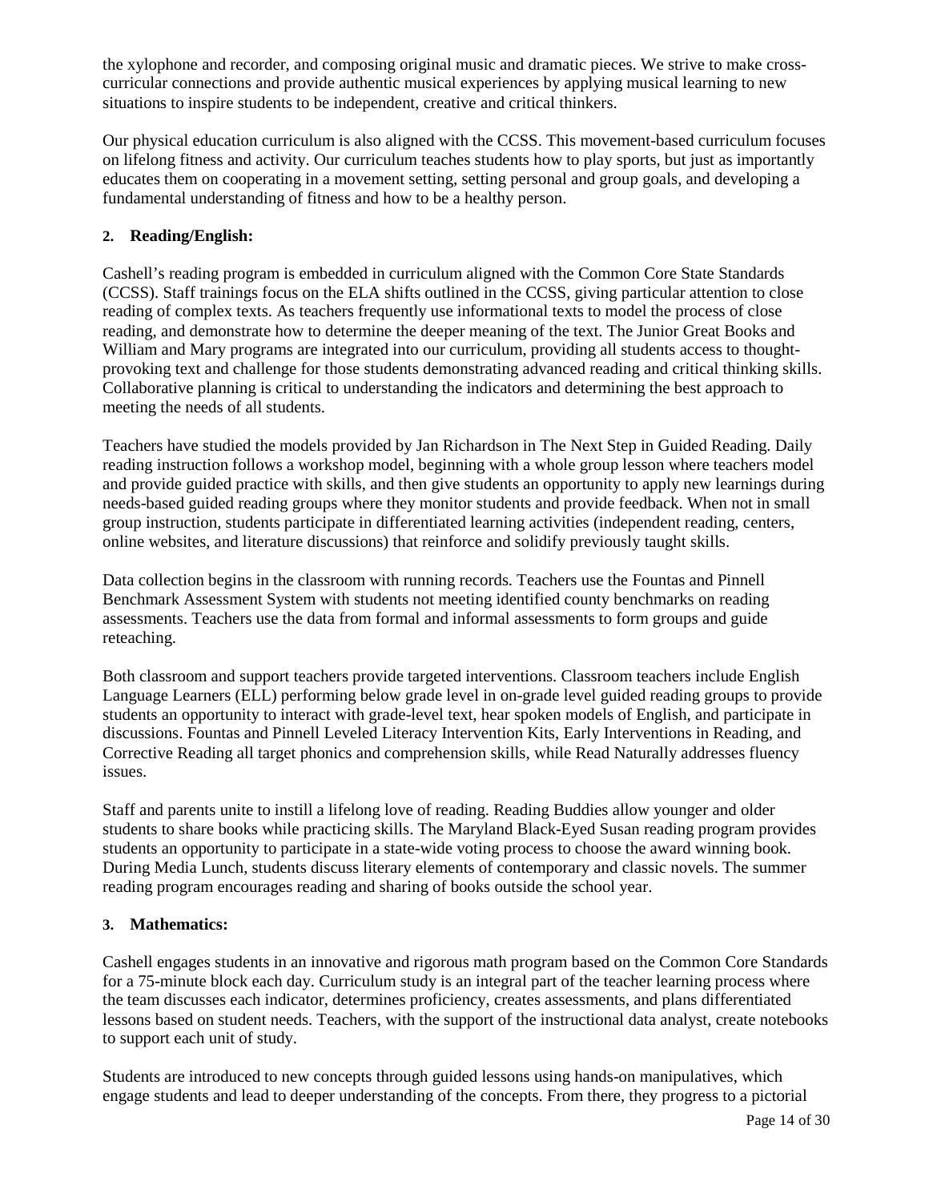the xylophone and recorder, and composing original music and dramatic pieces. We strive to make cross-curricular connections and provide authentic musical experiences by applying musical learning to new situations to inspire students to be independent, creative and critical thinkers.

Our physical education curriculum is also aligned with the CCSS. This movement-based curriculum focuses on lifelong fitness and activity. Our curriculum teaches students how to play sports, but just as importantly educates them on cooperating in a movement setting, setting personal and group goals, and developing a fundamental understanding of fitness and how to be a healthy person.

### 2. Reading/English:

Cashell's reading program is embedded in curriculum aligned with the Common Core State Standards (CCSS). Staff trainings focus on the ELA shifts outlined in the CCSS, giving particular attention to close reading of complex texts. As teachers frequently use informational texts to model the process of close reading, and demonstrate how to determine the deeper meaning of the text. The Junior Great Books and William and Mary programs are integrated into our curriculum, providing all students access to thought-provoking text and challenge for those students demonstrating advanced reading and critical thinking skills. Collaborative planning is critical to understanding the indicators and determining the best approach to meeting the needs of all students.

Teachers have studied the models provided by Jan Richardson in The Next Step in Guided Reading. Daily reading instruction follows a workshop model, beginning with a whole group lesson where teachers model and provide guided practice with skills, and then give students an opportunity to apply new learnings during needs-based guided reading groups where they monitor students and provide feedback. When not in small group instruction, students participate in differentiated learning activities (independent reading, centers, online websites, and literature discussions) that reinforce and solidify previously taught skills.

Data collection begins in the classroom with running records. Teachers use the Fountas and Pinnell Benchmark Assessment System with students not meeting identified county benchmarks on reading assessments. Teachers use the data from formal and informal assessments to form groups and guide reteaching.

Both classroom and support teachers provide targeted interventions. Classroom teachers include English Language Learners (ELL) performing below grade level in on-grade level guided reading groups to provide students an opportunity to interact with grade-level text, hear spoken models of English, and participate in discussions. Fountas and Pinnell Leveled Literacy Intervention Kits, Early Interventions in Reading, and Corrective Reading all target phonics and comprehension skills, while Read Naturally addresses fluency issues.

Staff and parents unite to instill a lifelong love of reading. Reading Buddies allow younger and older students to share books while practicing skills. The Maryland Black-Eyed Susan reading program provides students an opportunity to participate in a state-wide voting process to choose the award winning book. During Media Lunch, students discuss literary elements of contemporary and classic novels. The summer reading program encourages reading and sharing of books outside the school year.

### 3. Mathematics:

Cashell engages students in an innovative and rigorous math program based on the Common Core Standards for a 75-minute block each day. Curriculum study is an integral part of the teacher learning process where the team discusses each indicator, determines proficiency, creates assessments, and plans differentiated lessons based on student needs. Teachers, with the support of the instructional data analyst, create notebooks to support each unit of study.

Students are introduced to new concepts through guided lessons using hands-on manipulatives, which engage students and lead to deeper understanding of the concepts. From there, they progress to a pictorial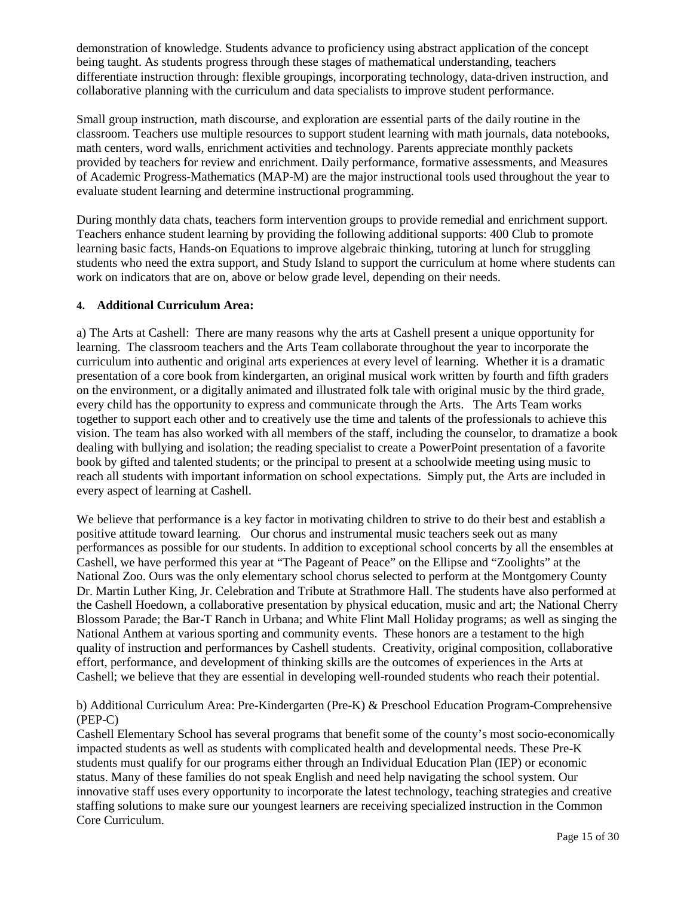demonstration of knowledge. Students advance to proficiency using abstract application of the concept being taught. As students progress through these stages of mathematical understanding, teachers differentiate instruction through: flexible groupings, incorporating technology, data-driven instruction, and collaborative planning with the curriculum and data specialists to improve student performance.

Small group instruction, math discourse, and exploration are essential parts of the daily routine in the classroom. Teachers use multiple resources to support student learning with math journals, data notebooks, math centers, word walls, enrichment activities and technology. Parents appreciate monthly packets provided by teachers for review and enrichment. Daily performance, formative assessments, and Measures of Academic Progress-Mathematics (MAP-M) are the major instructional tools used throughout the year to evaluate student learning and determine instructional programming.

During monthly data chats, teachers form intervention groups to provide remedial and enrichment support. Teachers enhance student learning by providing the following additional supports: 400 Club to promote learning basic facts, Hands-on Equations to improve algebraic thinking, tutoring at lunch for struggling students who need the extra support, and Study Island to support the curriculum at home where students can work on indicators that are on, above or below grade level, depending on their needs.

**4. Additional Curriculum Area:**

a) The Arts at Cashell: There are many reasons why the arts at Cashell present a unique opportunity for learning. The classroom teachers and the Arts Team collaborate throughout the year to incorporate the curriculum into authentic and original arts experiences at every level of learning. Whether it is a dramatic presentation of a core book from kindergarten, an original musical work written by fourth and fifth graders on the environment, or a digitally animated and illustrated folk tale with original music by the third grade, every child has the opportunity to express and communicate through the Arts. The Arts Team works together to support each other and to creatively use the time and talents of the professionals to achieve this vision. The team has also worked with all members of the staff, including the counselor, to dramatize a book dealing with bullying and isolation; the reading specialist to create a PowerPoint presentation of a favorite book by gifted and talented students; or the principal to present at a schoolwide meeting using music to reach all students with important information on school expectations. Simply put, the Arts are included in every aspect of learning at Cashell.

We believe that performance is a key factor in motivating children to strive to do their best and establish a positive attitude toward learning. Our chorus and instrumental music teachers seek out as many performances as possible for our students. In addition to exceptional school concerts by all the ensembles at Cashell, we have performed this year at "The Pageant of Peace" on the Ellipse and "Zoolights" at the National Zoo. Ours was the only elementary school chorus selected to perform at the Montgomery County Dr. Martin Luther King, Jr. Celebration and Tribute at Strathmore Hall. The students have also performed at the Cashell Hoedown, a collaborative presentation by physical education, music and art; the National Cherry Blossom Parade; the Bar-T Ranch in Urbana; and White Flint Mall Holiday programs; as well as singing the National Anthem at various sporting and community events. These honors are a testament to the high quality of instruction and performances by Cashell students. Creativity, original composition, collaborative effort, performance, and development of thinking skills are the outcomes of experiences in the Arts at Cashell; we believe that they are essential in developing well-rounded students who reach their potential.

b) Additional Curriculum Area: Pre-Kindergarten (Pre-K) & Preschool Education Program-Comprehensive (PEP-C)

Cashell Elementary School has several programs that benefit some of the county's most socio-economically impacted students as well as students with complicated health and developmental needs. These Pre-K students must qualify for our programs either through an Individual Education Plan (IEP) or economic status. Many of these families do not speak English and need help navigating the school system. Our innovative staff uses every opportunity to incorporate the latest technology, teaching strategies and creative staffing solutions to make sure our youngest learners are receiving specialized instruction in the Common Core Curriculum.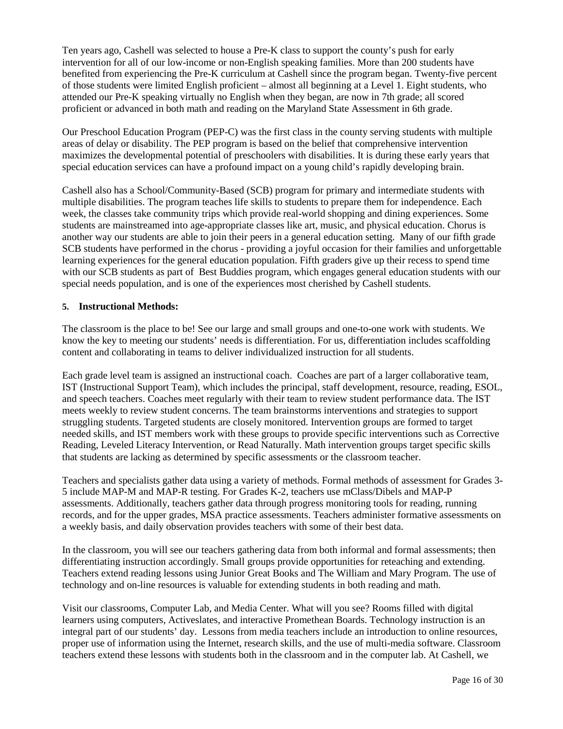Ten years ago, Cashell was selected to house a Pre-K class to support the county's push for early intervention for all of our low-income or non-English speaking families. More than 200 students have benefited from experiencing the Pre-K curriculum at Cashell since the program began. Twenty-five percent of those students were limited English proficient – almost all beginning at a Level 1. Eight students, who attended our Pre-K speaking virtually no English when they began, are now in 7th grade; all scored proficient or advanced in both math and reading on the Maryland State Assessment in 6th grade.

Our Preschool Education Program (PEP-C) was the first class in the county serving students with multiple areas of delay or disability. The PEP program is based on the belief that comprehensive intervention maximizes the developmental potential of preschoolers with disabilities. It is during these early years that special education services can have a profound impact on a young child's rapidly developing brain.

Cashell also has a School/Community-Based (SCB) program for primary and intermediate students with multiple disabilities. The program teaches life skills to students to prepare them for independence. Each week, the classes take community trips which provide real-world shopping and dining experiences. Some students are mainstreamed into age-appropriate classes like art, music, and physical education. Chorus is another way our students are able to join their peers in a general education setting. Many of our fifth grade SCB students have performed in the chorus - providing a joyful occasion for their families and unforgettable learning experiences for the general education population. Fifth graders give up their recess to spend time with our SCB students as part of Best Buddies program, which engages general education students with our special needs population, and is one of the experiences most cherished by Cashell students.

**5. Instructional Methods:**

The classroom is the place to be! See our large and small groups and one-to-one work with students. We know the key to meeting our students' needs is differentiation. For us, differentiation includes scaffolding content and collaborating in teams to deliver individualized instruction for all students.

Each grade level team is assigned an instructional coach. Coaches are part of a larger collaborative team, IST (Instructional Support Team), which includes the principal, staff development, resource, reading, ESOL, and speech teachers. Coaches meet regularly with their team to review student performance data. The IST meets weekly to review student concerns. The team brainstorms interventions and strategies to support struggling students. Targeted students are closely monitored. Intervention groups are formed to target needed skills, and IST members work with these groups to provide specific interventions such as Corrective Reading, Leveled Literacy Intervention, or Read Naturally. Math intervention groups target specific skills that students are lacking as determined by specific assessments or the classroom teacher.

Teachers and specialists gather data using a variety of methods. Formal methods of assessment for Grades 3-5 include MAP-M and MAP-R testing. For Grades K-2, teachers use mClass/Dibels and MAP-P assessments. Additionally, teachers gather data through progress monitoring tools for reading, running records, and for the upper grades, MSA practice assessments. Teachers administer formative assessments on a weekly basis, and daily observation provides teachers with some of their best data.

In the classroom, you will see our teachers gathering data from both informal and formal assessments; then differentiating instruction accordingly. Small groups provide opportunities for reteaching and extending. Teachers extend reading lessons using Junior Great Books and The William and Mary Program. The use of technology and on-line resources is valuable for extending students in both reading and math.

Visit our classrooms, Computer Lab, and Media Center. What will you see? Rooms filled with digital learners using computers, Activeslates, and interactive Promethean Boards. Technology instruction is an integral part of our students' day. Lessons from media teachers include an introduction to online resources, proper use of information using the Internet, research skills, and the use of multi-media software. Classroom teachers extend these lessons with students both in the classroom and in the computer lab. At Cashell, we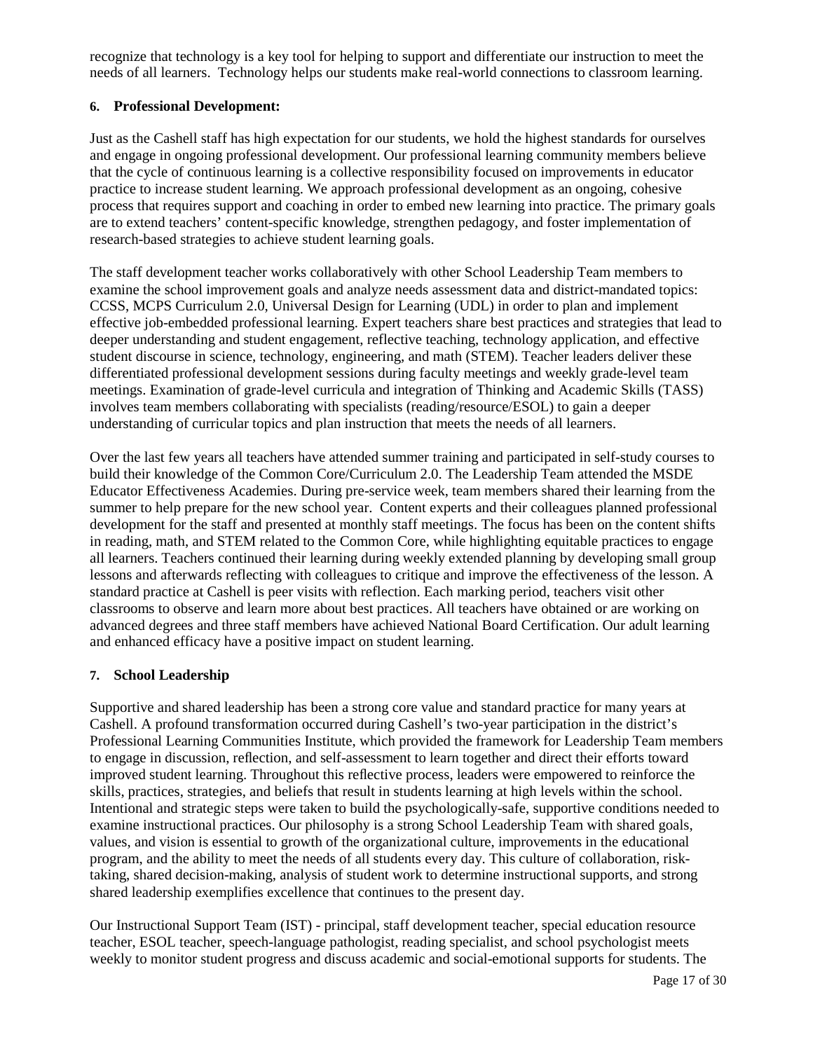recognize that technology is a key tool for helping to support and differentiate our instruction to meet the needs of all learners. Technology helps our students make real-world connections to classroom learning.

**6. Professional Development:**

Just as the Cashell staff has high expectation for our students, we hold the highest standards for ourselves and engage in ongoing professional development. Our professional learning community members believe that the cycle of continuous learning is a collective responsibility focused on improvements in educator practice to increase student learning. We approach professional development as an ongoing, cohesive process that requires support and coaching in order to embed new learning into practice. The primary goals are to extend teachers' content-specific knowledge, strengthen pedagogy, and foster implementation of research-based strategies to achieve student learning goals.

The staff development teacher works collaboratively with other School Leadership Team members to examine the school improvement goals and analyze needs assessment data and district-mandated topics: CCSS, MCPS Curriculum 2.0, Universal Design for Learning (UDL) in order to plan and implement effective job-embedded professional learning. Expert teachers share best practices and strategies that lead to deeper understanding and student engagement, reflective teaching, technology application, and effective student discourse in science, technology, engineering, and math (STEM). Teacher leaders deliver these differentiated professional development sessions during faculty meetings and weekly grade-level team meetings. Examination of grade-level curricula and integration of Thinking and Academic Skills (TASS) involves team members collaborating with specialists (reading/resource/ESOL) to gain a deeper understanding of curricular topics and plan instruction that meets the needs of all learners.

Over the last few years all teachers have attended summer training and participated in self-study courses to build their knowledge of the Common Core/Curriculum 2.0. The Leadership Team attended the MSDE Educator Effectiveness Academies. During pre-service week, team members shared their learning from the summer to help prepare for the new school year. Content experts and their colleagues planned professional development for the staff and presented at monthly staff meetings. The focus has been on the content shifts in reading, math, and STEM related to the Common Core, while highlighting equitable practices to engage all learners. Teachers continued their learning during weekly extended planning by developing small group lessons and afterwards reflecting with colleagues to critique and improve the effectiveness of the lesson. A standard practice at Cashell is peer visits with reflection. Each marking period, teachers visit other classrooms to observe and learn more about best practices. All teachers have obtained or are working on advanced degrees and three staff members have achieved National Board Certification. Our adult learning and enhanced efficacy have a positive impact on student learning.

**7. School Leadership**

Supportive and shared leadership has been a strong core value and standard practice for many years at Cashell. A profound transformation occurred during Cashell's two-year participation in the district's Professional Learning Communities Institute, which provided the framework for Leadership Team members to engage in discussion, reflection, and self-assessment to learn together and direct their efforts toward improved student learning. Throughout this reflective process, leaders were empowered to reinforce the skills, practices, strategies, and beliefs that result in students learning at high levels within the school. Intentional and strategic steps were taken to build the psychologically-safe, supportive conditions needed to examine instructional practices. Our philosophy is a strong School Leadership Team with shared goals, values, and vision is essential to growth of the organizational culture, improvements in the educational program, and the ability to meet the needs of all students every day. This culture of collaboration, risk-taking, shared decision-making, analysis of student work to determine instructional supports, and strong shared leadership exemplifies excellence that continues to the present day.

Our Instructional Support Team (IST) - principal, staff development teacher, special education resource teacher, ESOL teacher, speech-language pathologist, reading specialist, and school psychologist meets weekly to monitor student progress and discuss academic and social-emotional supports for students. The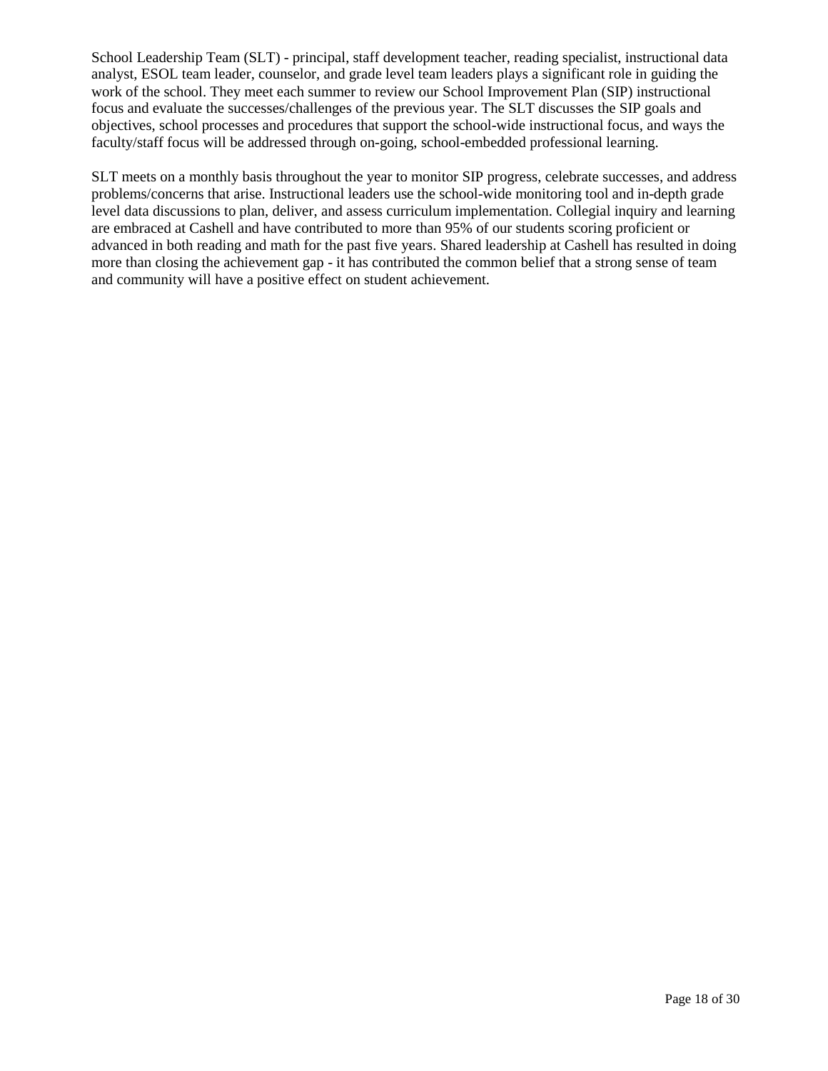School Leadership Team (SLT) - principal, staff development teacher, reading specialist, instructional data analyst, ESOL team leader, counselor, and grade level team leaders plays a significant role in guiding the work of the school. They meet each summer to review our School Improvement Plan (SIP) instructional focus and evaluate the successes/challenges of the previous year. The SLT discusses the SIP goals and objectives, school processes and procedures that support the school-wide instructional focus, and ways the faculty/staff focus will be addressed through on-going, school-embedded professional learning.

SLT meets on a monthly basis throughout the year to monitor SIP progress, celebrate successes, and address problems/concerns that arise. Instructional leaders use the school-wide monitoring tool and in-depth grade level data discussions to plan, deliver, and assess curriculum implementation. Collegial inquiry and learning are embraced at Cashell and have contributed to more than 95% of our students scoring proficient or advanced in both reading and math for the past five years. Shared leadership at Cashell has resulted in doing more than closing the achievement gap - it has contributed the common belief that a strong sense of team and community will have a positive effect on student achievement.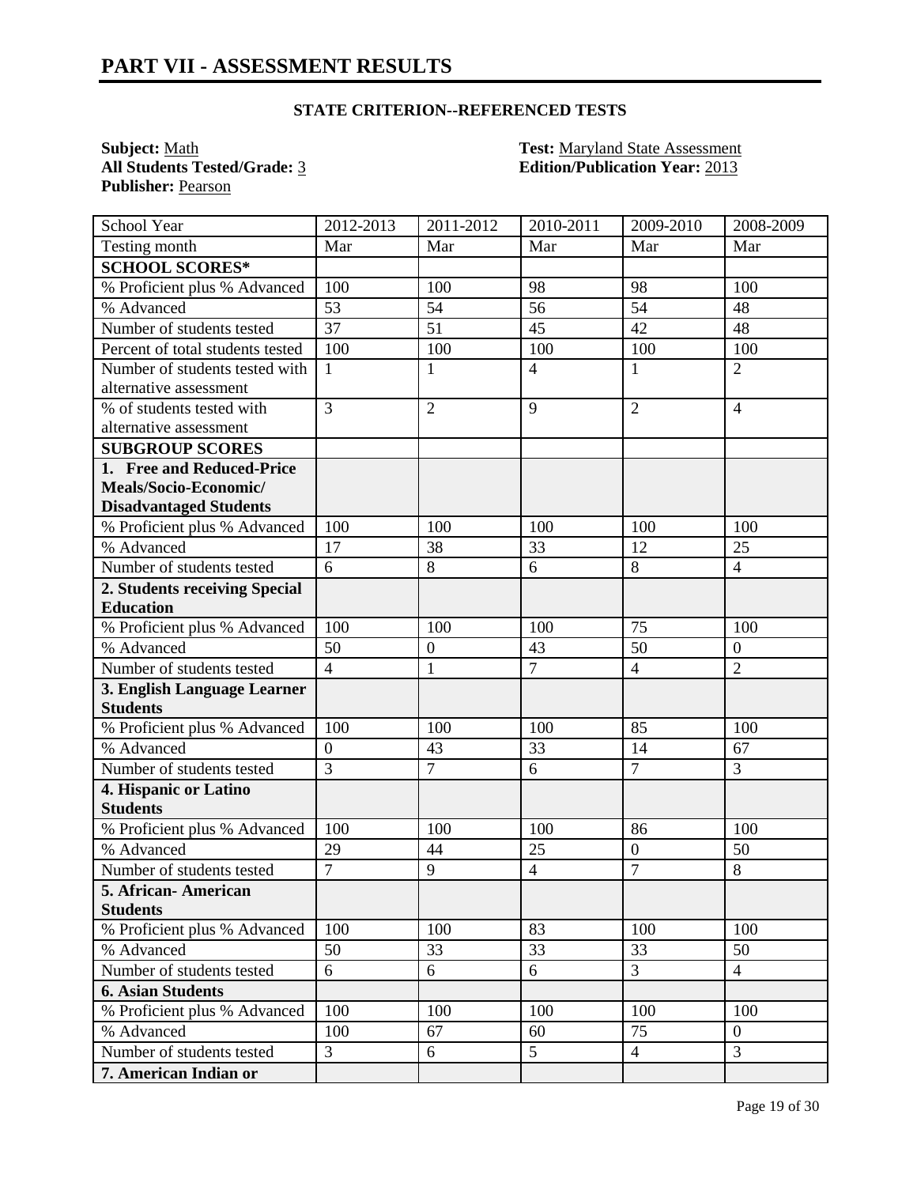# PART VII - ASSESSMENT RESULTS

### STATE CRITERION--REFERENCED TESTS

**Subject:** Math
**All Students Tested/Grade:** 3
**Publisher:** Pearson

**Test:** Maryland State Assessment
**Edition/Publication Year:** 2013

| School Year | 2012-2013 | 2011-2012 | 2010-2011 | 2009-2010 | 2008-2009 |
|---|---|---|---|---|---|
| Testing month | Mar | Mar | Mar | Mar | Mar |
| **SCHOOL SCORES*** | | | | | |
| % Proficient plus % Advanced | 100 | 100 | 98 | 98 | 100 |
| % Advanced | 53 | 54 | 56 | 54 | 48 |
| Number of students tested | 37 | 51 | 45 | 42 | 48 |
| Percent of total students tested | 100 | 100 | 100 | 100 | 100 |
| Number of students tested with alternative assessment | 1 | 1 | 4 | 1 | 2 |
| % of students tested with alternative assessment | 3 | 2 | 9 | 2 | 4 |
| **SUBGROUP SCORES** | | | | | |
| **1. Free and Reduced-Price Meals/Socio-Economic/ Disadvantaged Students** | | | | | |
| % Proficient plus % Advanced | 100 | 100 | 100 | 100 | 100 |
| % Advanced | 17 | 38 | 33 | 12 | 25 |
| Number of students tested | 6 | 8 | 6 | 8 | 4 |
| **2. Students receiving Special Education** | | | | | |
| % Proficient plus % Advanced | 100 | 100 | 100 | 75 | 100 |
| % Advanced | 50 | 0 | 43 | 50 | 0 |
| Number of students tested | 4 | 1 | 7 | 4 | 2 |
| **3. English Language Learner Students** | | | | | |
| % Proficient plus % Advanced | 100 | 100 | 100 | 85 | 100 |
| % Advanced | 0 | 43 | 33 | 14 | 67 |
| Number of students tested | 3 | 7 | 6 | 7 | 3 |
| **4. Hispanic or Latino Students** | | | | | |
| % Proficient plus % Advanced | 100 | 100 | 100 | 86 | 100 |
| % Advanced | 29 | 44 | 25 | 0 | 50 |
| Number of students tested | 7 | 9 | 4 | 7 | 8 |
| **5. African- American Students** | | | | | |
| % Proficient plus % Advanced | 100 | 100 | 83 | 100 | 100 |
| % Advanced | 50 | 33 | 33 | 33 | 50 |
| Number of students tested | 6 | 6 | 6 | 3 | 4 |
| **6. Asian Students** | | | | | |
| % Proficient plus % Advanced | 100 | 100 | 100 | 100 | 100 |
| % Advanced | 100 | 67 | 60 | 75 | 0 |
| Number of students tested | 3 | 6 | 5 | 4 | 3 |
| **7. American Indian or** | | | | | |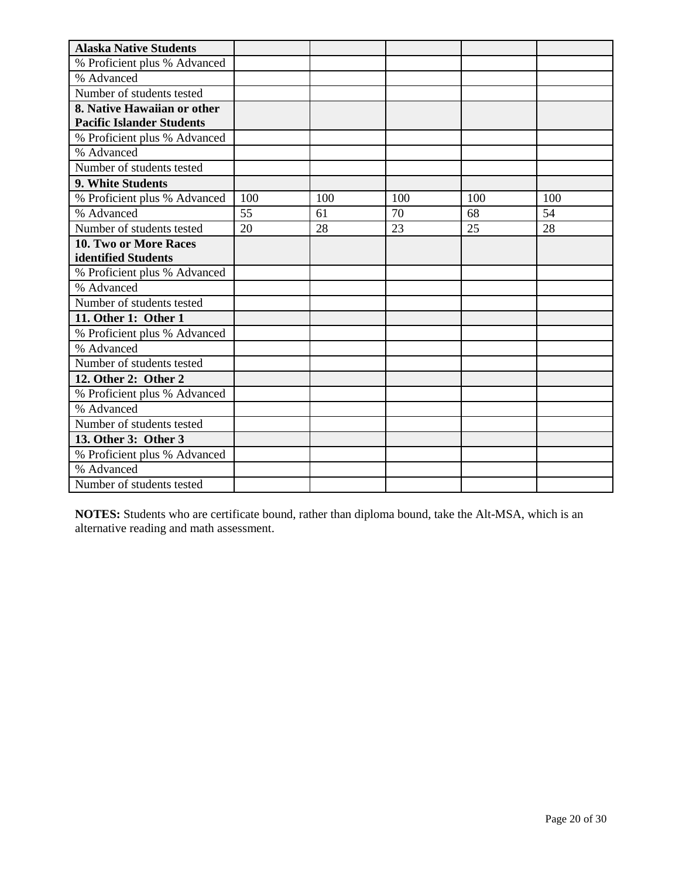| Alaska Native Students | | | | | |
|---|---|---|---|---|---|
| % Proficient plus % Advanced | | | | | |
| % Advanced | | | | | |
| Number of students tested | | | | | |
| **8. Native Hawaiian or other Pacific Islander Students** | | | | | |
| % Proficient plus % Advanced | | | | | |
| % Advanced | | | | | |
| Number of students tested | | | | | |
| **9. White Students** | | | | | |
| % Proficient plus % Advanced | 100 | 100 | 100 | 100 | 100 |
| % Advanced | 55 | 61 | 70 | 68 | 54 |
| Number of students tested | 20 | 28 | 23 | 25 | 28 |
| **10. Two or More Races identified Students** | | | | | |
| % Proficient plus % Advanced | | | | | |
| % Advanced | | | | | |
| Number of students tested | | | | | |
| **11. Other 1: Other 1** | | | | | |
| % Proficient plus % Advanced | | | | | |
| % Advanced | | | | | |
| Number of students tested | | | | | |
| **12. Other 2: Other 2** | | | | | |
| % Proficient plus % Advanced | | | | | |
| % Advanced | | | | | |
| Number of students tested | | | | | |
| **13. Other 3: Other 3** | | | | | |
| % Proficient plus % Advanced | | | | | |
| % Advanced | | | | | |
| Number of students tested | | | | | |

**NOTES:** Students who are certificate bound, rather than diploma bound, take the Alt-MSA, which is an alternative reading and math assessment.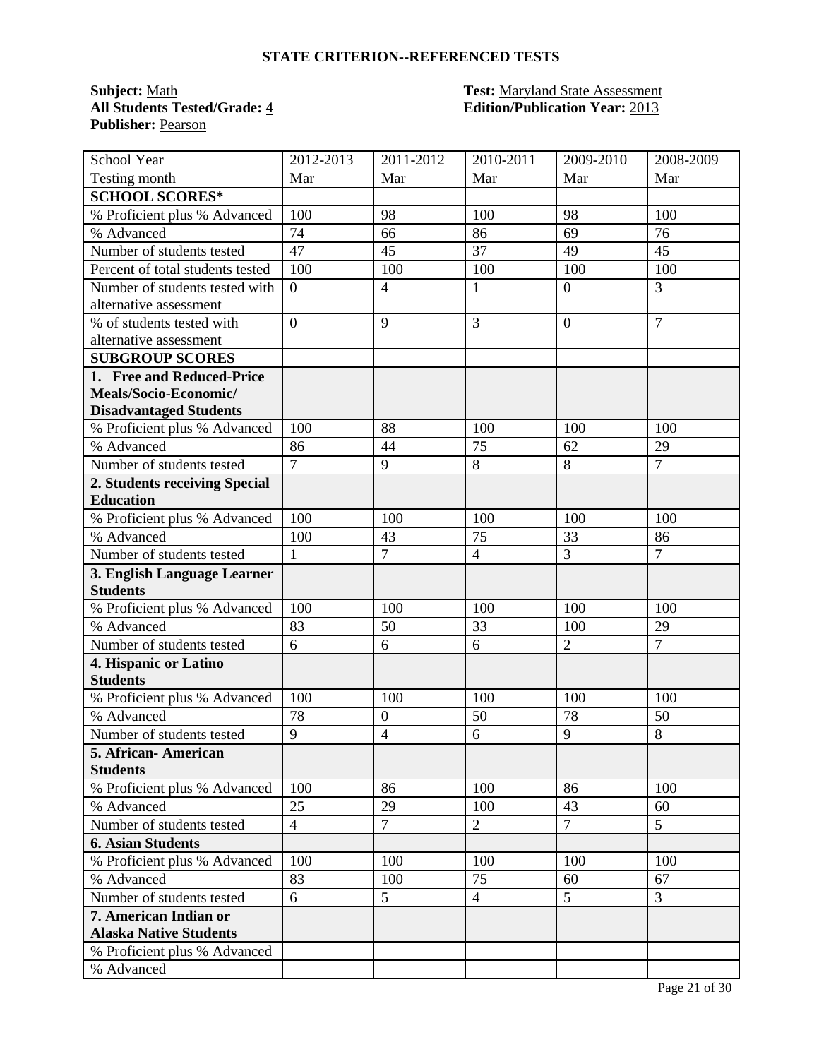## STATE CRITERION--REFERENCED TESTS

**Subject:** Math
**All Students Tested/Grade:** 4
**Publisher:** Pearson

**Test:** Maryland State Assessment
**Edition/Publication Year:** 2013

| School Year | 2012-2013 | 2011-2012 | 2010-2011 | 2009-2010 | 2008-2009 |
|---|---|---|---|---|---|
| Testing month | Mar | Mar | Mar | Mar | Mar |
| **SCHOOL SCORES*** | | | | | |
| % Proficient plus % Advanced | 100 | 98 | 100 | 98 | 100 |
| % Advanced | 74 | 66 | 86 | 69 | 76 |
| Number of students tested | 47 | 45 | 37 | 49 | 45 |
| Percent of total students tested | 100 | 100 | 100 | 100 | 100 |
| Number of students tested with alternative assessment | 0 | 4 | 1 | 0 | 3 |
| % of students tested with alternative assessment | 0 | 9 | 3 | 0 | 7 |
| **SUBGROUP SCORES** | | | | | |
| **1. Free and Reduced-Price Meals/Socio-Economic/ Disadvantaged Students** | | | | | |
| % Proficient plus % Advanced | 100 | 88 | 100 | 100 | 100 |
| % Advanced | 86 | 44 | 75 | 62 | 29 |
| Number of students tested | 7 | 9 | 8 | 8 | 7 |
| **2. Students receiving Special Education** | | | | | |
| % Proficient plus % Advanced | 100 | 100 | 100 | 100 | 100 |
| % Advanced | 100 | 43 | 75 | 33 | 86 |
| Number of students tested | 1 | 7 | 4 | 3 | 7 |
| **3. English Language Learner Students** | | | | | |
| % Proficient plus % Advanced | 100 | 100 | 100 | 100 | 100 |
| % Advanced | 83 | 50 | 33 | 100 | 29 |
| Number of students tested | 6 | 6 | 6 | 2 | 7 |
| **4. Hispanic or Latino Students** | | | | | |
| % Proficient plus % Advanced | 100 | 100 | 100 | 100 | 100 |
| % Advanced | 78 | 0 | 50 | 78 | 50 |
| Number of students tested | 9 | 4 | 6 | 9 | 8 |
| **5. African- American Students** | | | | | |
| % Proficient plus % Advanced | 100 | 86 | 100 | 86 | 100 |
| % Advanced | 25 | 29 | 100 | 43 | 60 |
| Number of students tested | 4 | 7 | 2 | 7 | 5 |
| **6. Asian Students** | | | | | |
| % Proficient plus % Advanced | 100 | 100 | 100 | 100 | 100 |
| % Advanced | 83 | 100 | 75 | 60 | 67 |
| Number of students tested | 6 | 5 | 4 | 5 | 3 |
| **7. American Indian or Alaska Native Students** | | | | | |
| % Proficient plus % Advanced | | | | | |
| % Advanced | | | | | |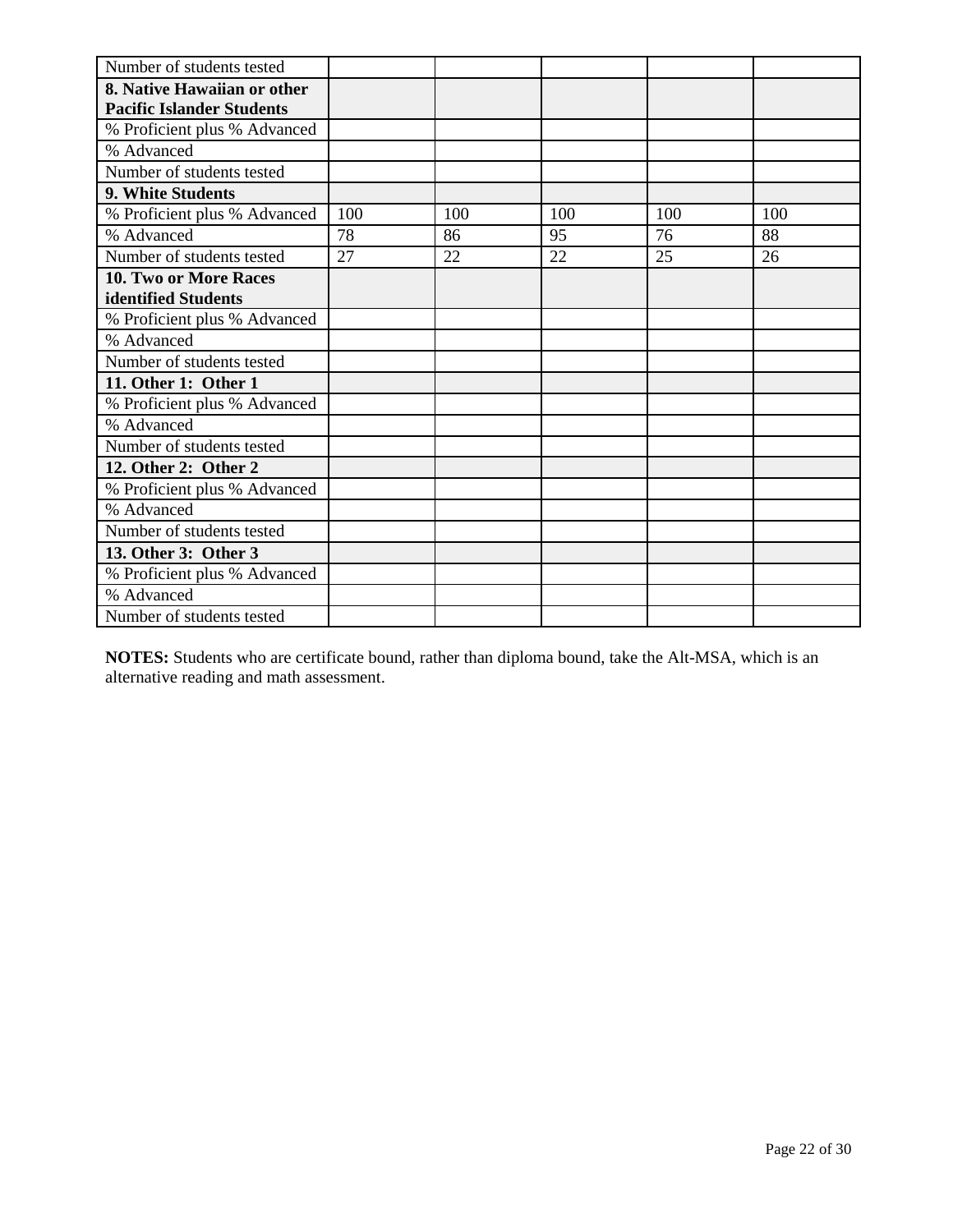| Number of students tested | | | | | |
|---|---|---|---|---|---|
| **8. Native Hawaiian or other Pacific Islander Students** | | | | | |
| % Proficient plus % Advanced | | | | | |
| % Advanced | | | | | |
| Number of students tested | | | | | |
| **9. White Students** | | | | | |
| % Proficient plus % Advanced | 100 | 100 | 100 | 100 | 100 |
| % Advanced | 78 | 86 | 95 | 76 | 88 |
| Number of students tested | 27 | 22 | 22 | 25 | 26 |
| **10. Two or More Races identified Students** | | | | | |
| % Proficient plus % Advanced | | | | | |
| % Advanced | | | | | |
| Number of students tested | | | | | |
| **11. Other 1: Other 1** | | | | | |
| % Proficient plus % Advanced | | | | | |
| % Advanced | | | | | |
| Number of students tested | | | | | |
| **12. Other 2: Other 2** | | | | | |
| % Proficient plus % Advanced | | | | | |
| % Advanced | | | | | |
| Number of students tested | | | | | |
| **13. Other 3: Other 3** | | | | | |
| % Proficient plus % Advanced | | | | | |
| % Advanced | | | | | |
| Number of students tested | | | | | |

**NOTES:** Students who are certificate bound, rather than diploma bound, take the Alt-MSA, which is an alternative reading and math assessment.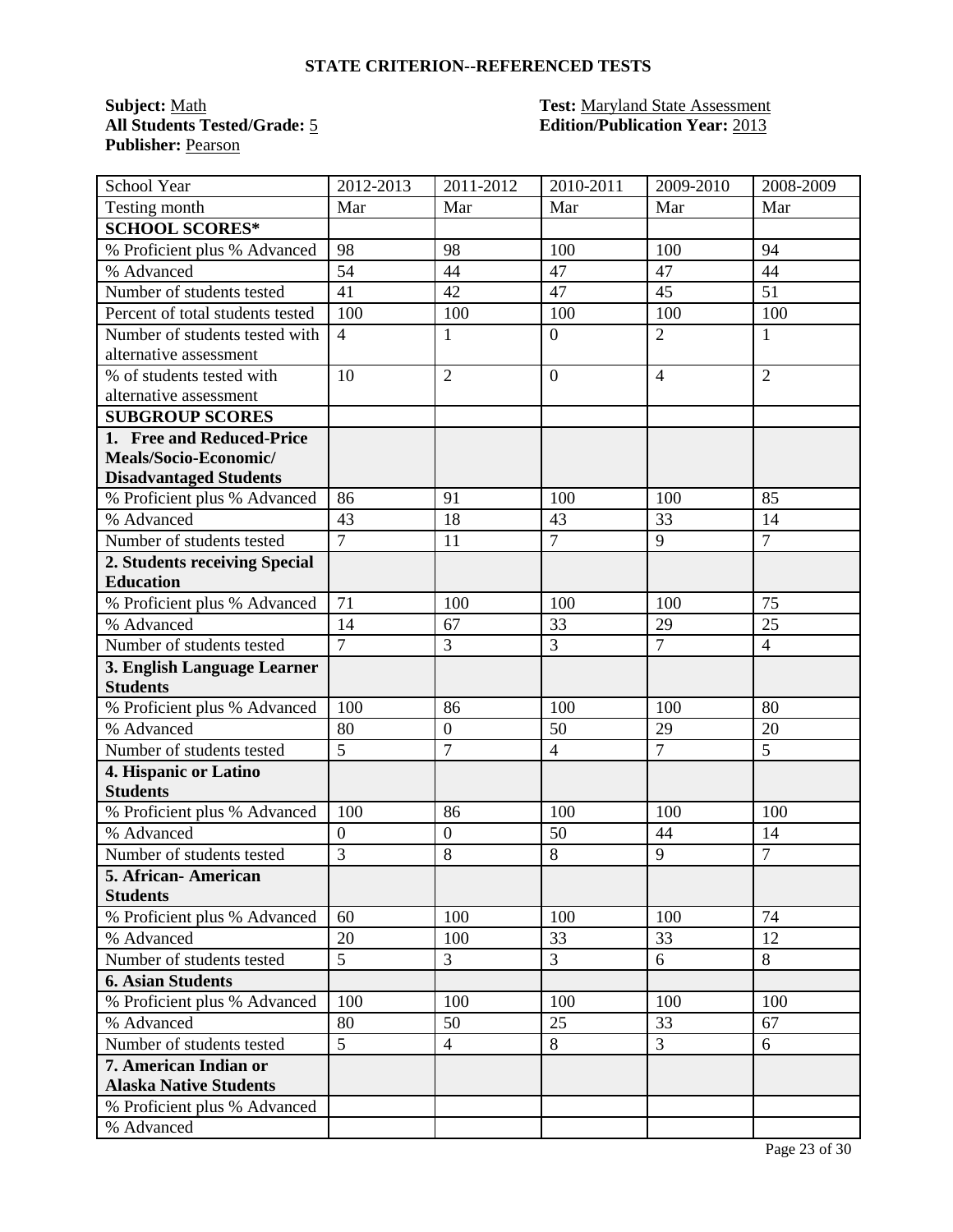## STATE CRITERION--REFERENCED TESTS

**Subject:** Math
**All Students Tested/Grade:** 5
**Publisher:** Pearson

**Test:** Maryland State Assessment
**Edition/Publication Year:** 2013

| School Year | 2012-2013 | 2011-2012 | 2010-2011 | 2009-2010 | 2008-2009 |
|---|---|---|---|---|---|
| Testing month | Mar | Mar | Mar | Mar | Mar |
| **SCHOOL SCORES*** | | | | | |
| % Proficient plus % Advanced | 98 | 98 | 100 | 100 | 94 |
| % Advanced | 54 | 44 | 47 | 47 | 44 |
| Number of students tested | 41 | 42 | 47 | 45 | 51 |
| Percent of total students tested | 100 | 100 | 100 | 100 | 100 |
| Number of students tested with alternative assessment | 4 | 1 | 0 | 2 | 1 |
| % of students tested with alternative assessment | 10 | 2 | 0 | 4 | 2 |
| **SUBGROUP SCORES** | | | | | |
| **1. Free and Reduced-Price Meals/Socio-Economic/ Disadvantaged Students** | | | | | |
| % Proficient plus % Advanced | 86 | 91 | 100 | 100 | 85 |
| % Advanced | 43 | 18 | 43 | 33 | 14 |
| Number of students tested | 7 | 11 | 7 | 9 | 7 |
| **2. Students receiving Special Education** | | | | | |
| % Proficient plus % Advanced | 71 | 100 | 100 | 100 | 75 |
| % Advanced | 14 | 67 | 33 | 29 | 25 |
| Number of students tested | 7 | 3 | 3 | 7 | 4 |
| **3. English Language Learner Students** | | | | | |
| % Proficient plus % Advanced | 100 | 86 | 100 | 100 | 80 |
| % Advanced | 80 | 0 | 50 | 29 | 20 |
| Number of students tested | 5 | 7 | 4 | 7 | 5 |
| **4. Hispanic or Latino Students** | | | | | |
| % Proficient plus % Advanced | 100 | 86 | 100 | 100 | 100 |
| % Advanced | 0 | 0 | 50 | 44 | 14 |
| Number of students tested | 3 | 8 | 8 | 9 | 7 |
| **5. African- American Students** | | | | | |
| % Proficient plus % Advanced | 60 | 100 | 100 | 100 | 74 |
| % Advanced | 20 | 100 | 33 | 33 | 12 |
| Number of students tested | 5 | 3 | 3 | 6 | 8 |
| **6. Asian Students** | | | | | |
| % Proficient plus % Advanced | 100 | 100 | 100 | 100 | 100 |
| % Advanced | 80 | 50 | 25 | 33 | 67 |
| Number of students tested | 5 | 4 | 8 | 3 | 6 |
| **7. American Indian or Alaska Native Students** | | | | | |
| % Proficient plus % Advanced | | | | | |
| % Advanced | | | | | |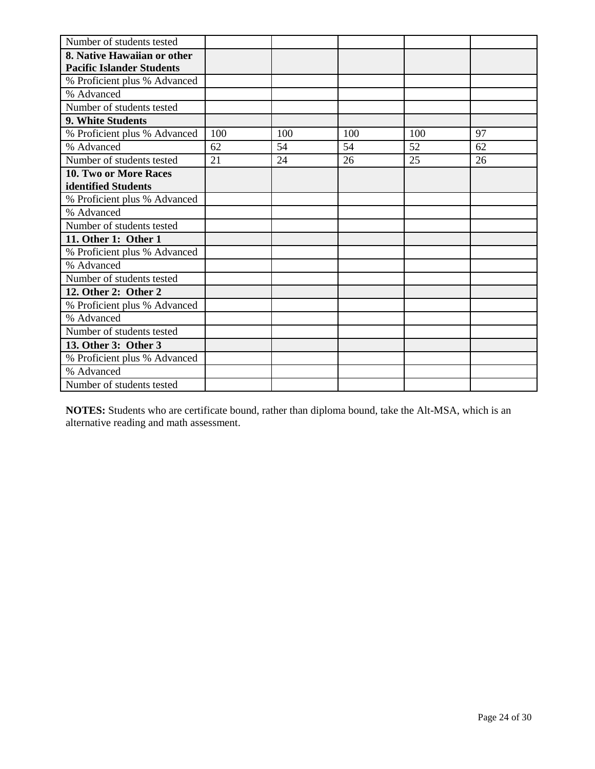| | | | | | |
|---|---|---|---|---|---|
| Number of students tested | | | | | |
| **8. Native Hawaiian or other Pacific Islander Students** | | | | | |
| % Proficient plus % Advanced | | | | | |
| % Advanced | | | | | |
| Number of students tested | | | | | |
| **9. White Students** | | | | | |
| % Proficient plus % Advanced | 100 | 100 | 100 | 100 | 97 |
| % Advanced | 62 | 54 | 54 | 52 | 62 |
| Number of students tested | 21 | 24 | 26 | 25 | 26 |
| **10. Two or More Races identified Students** | | | | | |
| % Proficient plus % Advanced | | | | | |
| % Advanced | | | | | |
| Number of students tested | | | | | |
| **11. Other 1: Other 1** | | | | | |
| % Proficient plus % Advanced | | | | | |
| % Advanced | | | | | |
| Number of students tested | | | | | |
| **12. Other 2: Other 2** | | | | | |
| % Proficient plus % Advanced | | | | | |
| % Advanced | | | | | |
| Number of students tested | | | | | |
| **13. Other 3: Other 3** | | | | | |
| % Proficient plus % Advanced | | | | | |
| % Advanced | | | | | |
| Number of students tested | | | | | |

**NOTES:** Students who are certificate bound, rather than diploma bound, take the Alt-MSA, which is an alternative reading and math assessment.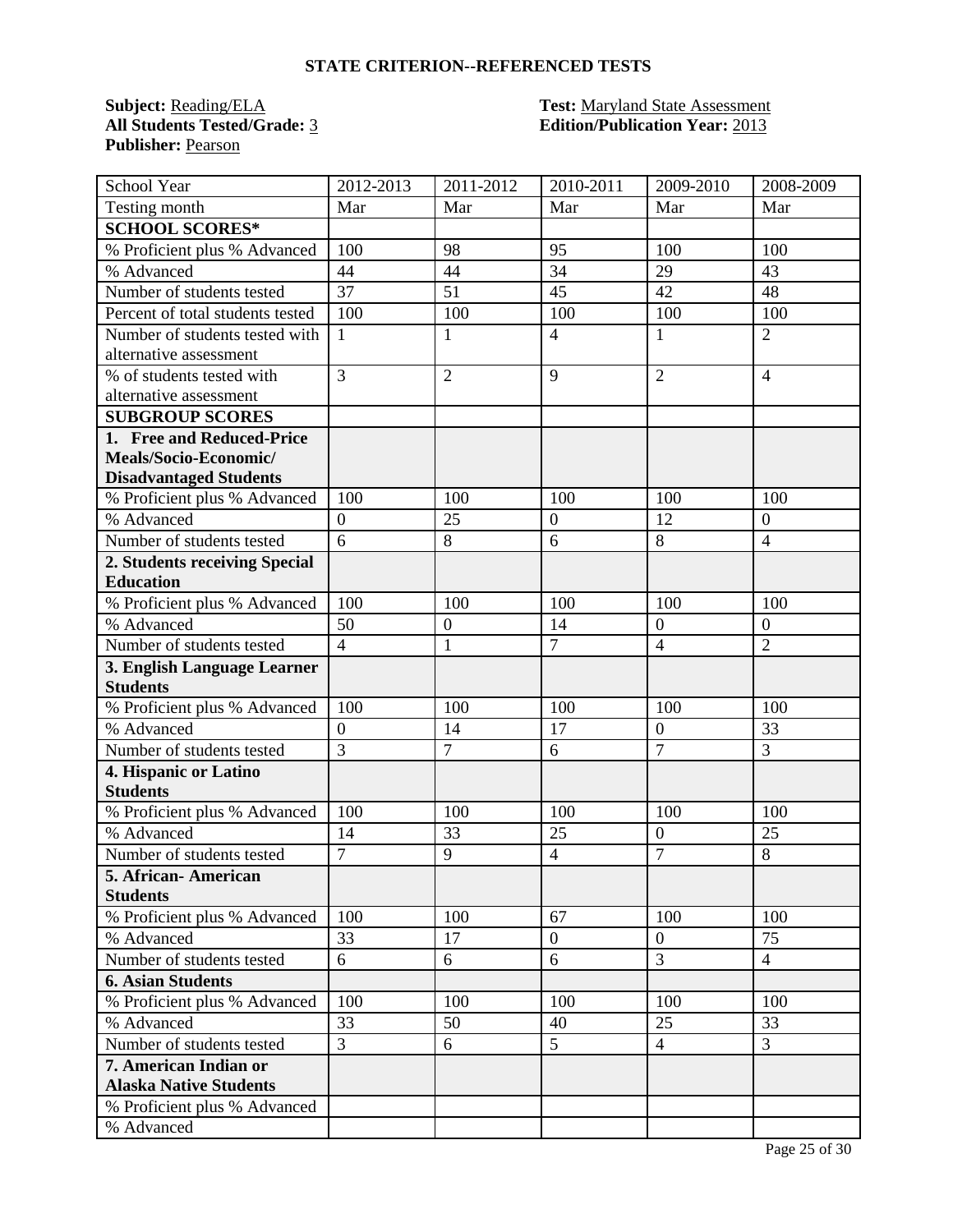## STATE CRITERION--REFERENCED TESTS

**Subject:** Reading/ELA
**All Students Tested/Grade:** 3
**Publisher:** Pearson

**Test:** Maryland State Assessment
**Edition/Publication Year:** 2013

| School Year | 2012-2013 | 2011-2012 | 2010-2011 | 2009-2010 | 2008-2009 |
|---|---|---|---|---|---|
| Testing month | Mar | Mar | Mar | Mar | Mar |
| **SCHOOL SCORES*** | | | | | |
| % Proficient plus % Advanced | 100 | 98 | 95 | 100 | 100 |
| % Advanced | 44 | 44 | 34 | 29 | 43 |
| Number of students tested | 37 | 51 | 45 | 42 | 48 |
| Percent of total students tested | 100 | 100 | 100 | 100 | 100 |
| Number of students tested with alternative assessment | 1 | 1 | 4 | 1 | 2 |
| % of students tested with alternative assessment | 3 | 2 | 9 | 2 | 4 |
| **SUBGROUP SCORES** | | | | | |
| **1. Free and Reduced-Price Meals/Socio-Economic/ Disadvantaged Students** | | | | | |
| % Proficient plus % Advanced | 100 | 100 | 100 | 100 | 100 |
| % Advanced | 0 | 25 | 0 | 12 | 0 |
| Number of students tested | 6 | 8 | 6 | 8 | 4 |
| **2. Students receiving Special Education** | | | | | |
| % Proficient plus % Advanced | 100 | 100 | 100 | 100 | 100 |
| % Advanced | 50 | 0 | 14 | 0 | 0 |
| Number of students tested | 4 | 1 | 7 | 4 | 2 |
| **3. English Language Learner Students** | | | | | |
| % Proficient plus % Advanced | 100 | 100 | 100 | 100 | 100 |
| % Advanced | 0 | 14 | 17 | 0 | 33 |
| Number of students tested | 3 | 7 | 6 | 7 | 3 |
| **4. Hispanic or Latino Students** | | | | | |
| % Proficient plus % Advanced | 100 | 100 | 100 | 100 | 100 |
| % Advanced | 14 | 33 | 25 | 0 | 25 |
| Number of students tested | 7 | 9 | 4 | 7 | 8 |
| **5. African- American Students** | | | | | |
| % Proficient plus % Advanced | 100 | 100 | 67 | 100 | 100 |
| % Advanced | 33 | 17 | 0 | 0 | 75 |
| Number of students tested | 6 | 6 | 6 | 3 | 4 |
| **6. Asian Students** | | | | | |
| % Proficient plus % Advanced | 100 | 100 | 100 | 100 | 100 |
| % Advanced | 33 | 50 | 40 | 25 | 33 |
| Number of students tested | 3 | 6 | 5 | 4 | 3 |
| **7. American Indian or Alaska Native Students** | | | | | |
| % Proficient plus % Advanced | | | | | |
| % Advanced | | | | | |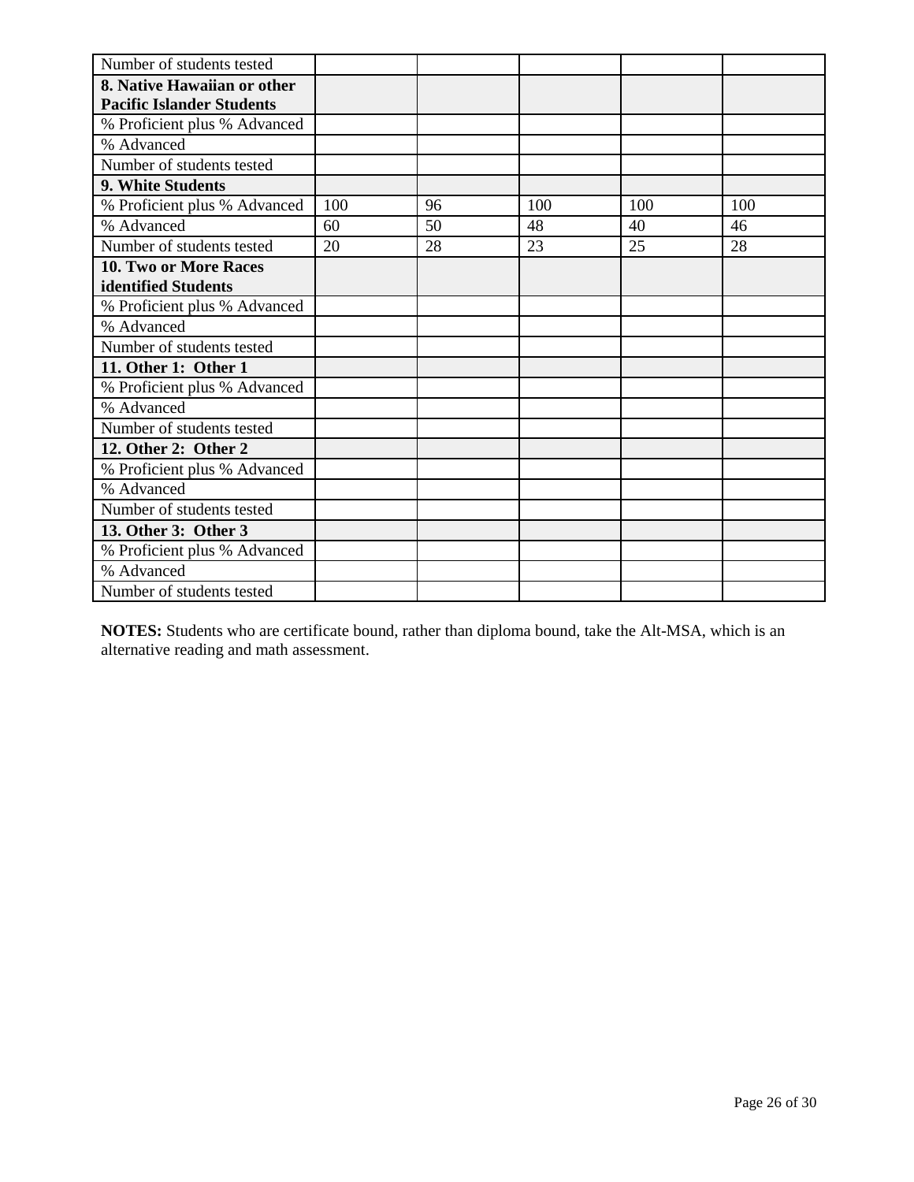| | | | | | |
|---|---|---|---|---|---|
| Number of students tested | | | | | |
| **8. Native Hawaiian or other Pacific Islander Students** | | | | | |
| % Proficient plus % Advanced | | | | | |
| % Advanced | | | | | |
| Number of students tested | | | | | |
| **9. White Students** | | | | | |
| % Proficient plus % Advanced | 100 | 96 | 100 | 100 | 100 |
| % Advanced | 60 | 50 | 48 | 40 | 46 |
| Number of students tested | 20 | 28 | 23 | 25 | 28 |
| **10. Two or More Races identified Students** | | | | | |
| % Proficient plus % Advanced | | | | | |
| % Advanced | | | | | |
| Number of students tested | | | | | |
| **11. Other 1: Other 1** | | | | | |
| % Proficient plus % Advanced | | | | | |
| % Advanced | | | | | |
| Number of students tested | | | | | |
| **12. Other 2: Other 2** | | | | | |
| % Proficient plus % Advanced | | | | | |
| % Advanced | | | | | |
| Number of students tested | | | | | |
| **13. Other 3: Other 3** | | | | | |
| % Proficient plus % Advanced | | | | | |
| % Advanced | | | | | |
| Number of students tested | | | | | |

**NOTES:** Students who are certificate bound, rather than diploma bound, take the Alt-MSA, which is an alternative reading and math assessment.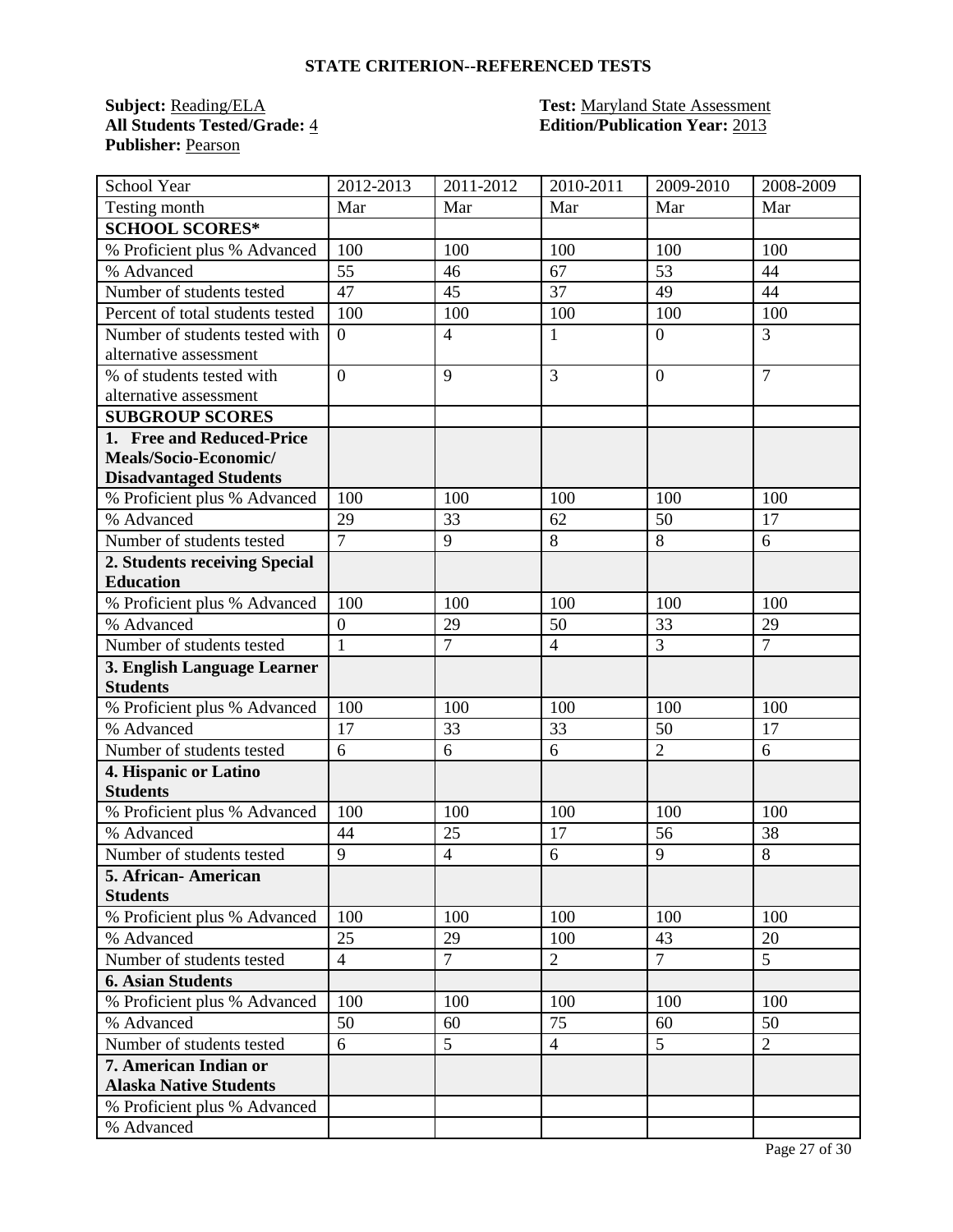## STATE CRITERION--REFERENCED TESTS

**Subject:** Reading/ELA
**All Students Tested/Grade:** 4
**Publisher:** Pearson

**Test:** Maryland State Assessment
**Edition/Publication Year:** 2013

| School Year | 2012-2013 | 2011-2012 | 2010-2011 | 2009-2010 | 2008-2009 |
|---|---|---|---|---|---|
| Testing month | Mar | Mar | Mar | Mar | Mar |
| **SCHOOL SCORES*** | | | | | |
| % Proficient plus % Advanced | 100 | 100 | 100 | 100 | 100 |
| % Advanced | 55 | 46 | 67 | 53 | 44 |
| Number of students tested | 47 | 45 | 37 | 49 | 44 |
| Percent of total students tested | 100 | 100 | 100 | 100 | 100 |
| Number of students tested with alternative assessment | 0 | 4 | 1 | 0 | 3 |
| % of students tested with alternative assessment | 0 | 9 | 3 | 0 | 7 |
| **SUBGROUP SCORES** | | | | | |
| **1. Free and Reduced-Price Meals/Socio-Economic/ Disadvantaged Students** | | | | | |
| % Proficient plus % Advanced | 100 | 100 | 100 | 100 | 100 |
| % Advanced | 29 | 33 | 62 | 50 | 17 |
| Number of students tested | 7 | 9 | 8 | 8 | 6 |
| **2. Students receiving Special Education** | | | | | |
| % Proficient plus % Advanced | 100 | 100 | 100 | 100 | 100 |
| % Advanced | 0 | 29 | 50 | 33 | 29 |
| Number of students tested | 1 | 7 | 4 | 3 | 7 |
| **3. English Language Learner Students** | | | | | |
| % Proficient plus % Advanced | 100 | 100 | 100 | 100 | 100 |
| % Advanced | 17 | 33 | 33 | 50 | 17 |
| Number of students tested | 6 | 6 | 6 | 2 | 6 |
| **4. Hispanic or Latino Students** | | | | | |
| % Proficient plus % Advanced | 100 | 100 | 100 | 100 | 100 |
| % Advanced | 44 | 25 | 17 | 56 | 38 |
| Number of students tested | 9 | 4 | 6 | 9 | 8 |
| **5. African- American Students** | | | | | |
| % Proficient plus % Advanced | 100 | 100 | 100 | 100 | 100 |
| % Advanced | 25 | 29 | 100 | 43 | 20 |
| Number of students tested | 4 | 7 | 2 | 7 | 5 |
| **6. Asian Students** | | | | | |
| % Proficient plus % Advanced | 100 | 100 | 100 | 100 | 100 |
| % Advanced | 50 | 60 | 75 | 60 | 50 |
| Number of students tested | 6 | 5 | 4 | 5 | 2 |
| **7. American Indian or Alaska Native Students** | | | | | |
| % Proficient plus % Advanced | | | | | |
| % Advanced | | | | | |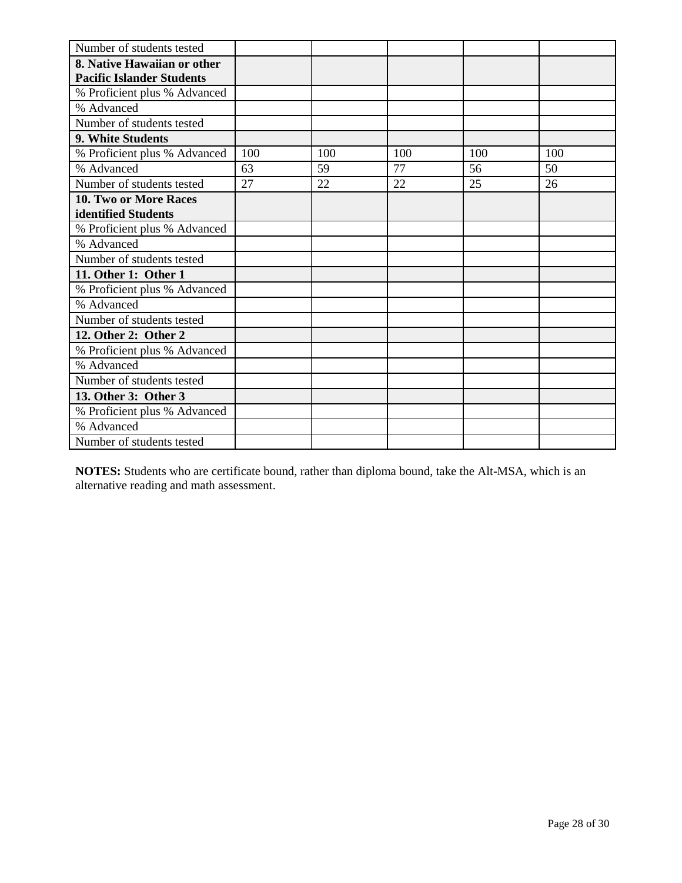| Number of students tested | | | | | |
|---|---|---|---|---|---|
| **8. Native Hawaiian or other Pacific Islander Students** | | | | | |
| % Proficient plus % Advanced | | | | | |
| % Advanced | | | | | |
| Number of students tested | | | | | |
| **9. White Students** | | | | | |
| % Proficient plus % Advanced | 100 | 100 | 100 | 100 | 100 |
| % Advanced | 63 | 59 | 77 | 56 | 50 |
| Number of students tested | 27 | 22 | 22 | 25 | 26 |
| **10. Two or More Races identified Students** | | | | | |
| % Proficient plus % Advanced | | | | | |
| % Advanced | | | | | |
| Number of students tested | | | | | |
| **11. Other 1: Other 1** | | | | | |
| % Proficient plus % Advanced | | | | | |
| % Advanced | | | | | |
| Number of students tested | | | | | |
| **12. Other 2: Other 2** | | | | | |
| % Proficient plus % Advanced | | | | | |
| % Advanced | | | | | |
| Number of students tested | | | | | |
| **13. Other 3: Other 3** | | | | | |
| % Proficient plus % Advanced | | | | | |
| % Advanced | | | | | |
| Number of students tested | | | | | |

**NOTES:** Students who are certificate bound, rather than diploma bound, take the Alt-MSA, which is an alternative reading and math assessment.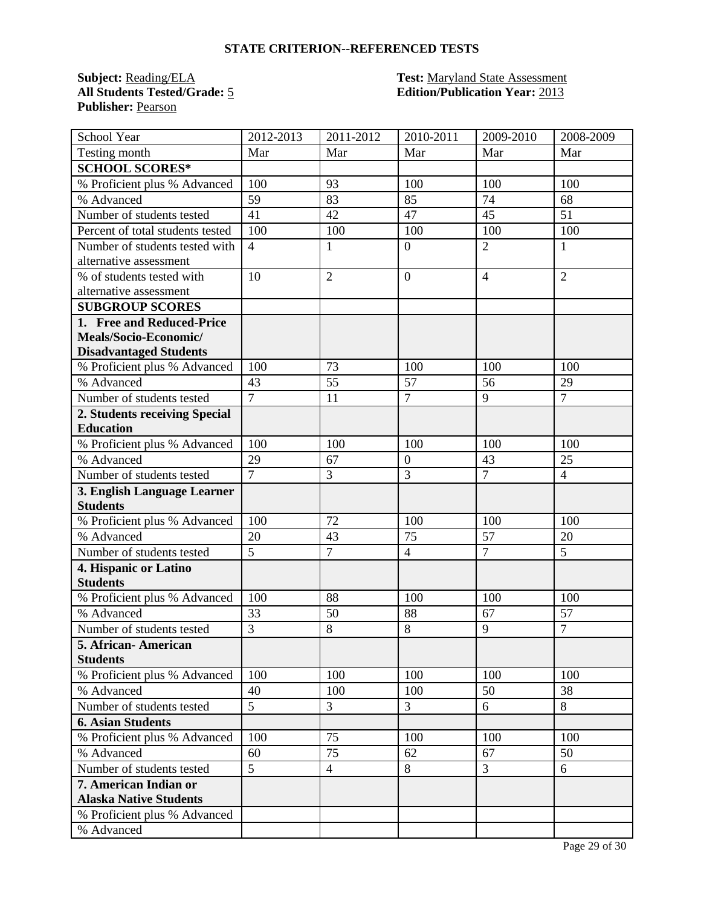## STATE CRITERION--REFERENCED TESTS

**Subject:** Reading/ELA
**All Students Tested/Grade:** 5
**Publisher:** Pearson

**Test:** Maryland State Assessment
**Edition/Publication Year:** 2013

| School Year | 2012-2013 | 2011-2012 | 2010-2011 | 2009-2010 | 2008-2009 |
|---|---|---|---|---|---|
| Testing month | Mar | Mar | Mar | Mar | Mar |
| **SCHOOL SCORES*** | | | | | |
| % Proficient plus % Advanced | 100 | 93 | 100 | 100 | 100 |
| % Advanced | 59 | 83 | 85 | 74 | 68 |
| Number of students tested | 41 | 42 | 47 | 45 | 51 |
| Percent of total students tested | 100 | 100 | 100 | 100 | 100 |
| Number of students tested with alternative assessment | 4 | 1 | 0 | 2 | 1 |
| % of students tested with alternative assessment | 10 | 2 | 0 | 4 | 2 |
| **SUBGROUP SCORES** | | | | | |
| **1. Free and Reduced-Price Meals/Socio-Economic/ Disadvantaged Students** | | | | | |
| % Proficient plus % Advanced | 100 | 73 | 100 | 100 | 100 |
| % Advanced | 43 | 55 | 57 | 56 | 29 |
| Number of students tested | 7 | 11 | 7 | 9 | 7 |
| **2. Students receiving Special Education** | | | | | |
| % Proficient plus % Advanced | 100 | 100 | 100 | 100 | 100 |
| % Advanced | 29 | 67 | 0 | 43 | 25 |
| Number of students tested | 7 | 3 | 3 | 7 | 4 |
| **3. English Language Learner Students** | | | | | |
| % Proficient plus % Advanced | 100 | 72 | 100 | 100 | 100 |
| % Advanced | 20 | 43 | 75 | 57 | 20 |
| Number of students tested | 5 | 7 | 4 | 7 | 5 |
| **4. Hispanic or Latino Students** | | | | | |
| % Proficient plus % Advanced | 100 | 88 | 100 | 100 | 100 |
| % Advanced | 33 | 50 | 88 | 67 | 57 |
| Number of students tested | 3 | 8 | 8 | 9 | 7 |
| **5. African- American Students** | | | | | |
| % Proficient plus % Advanced | 100 | 100 | 100 | 100 | 100 |
| % Advanced | 40 | 100 | 100 | 50 | 38 |
| Number of students tested | 5 | 3 | 3 | 6 | 8 |
| **6. Asian Students** | | | | | |
| % Proficient plus % Advanced | 100 | 75 | 100 | 100 | 100 |
| % Advanced | 60 | 75 | 62 | 67 | 50 |
| Number of students tested | 5 | 4 | 8 | 3 | 6 |
| **7. American Indian or Alaska Native Students** | | | | | |
| % Proficient plus % Advanced | | | | | |
| % Advanced | | | | | |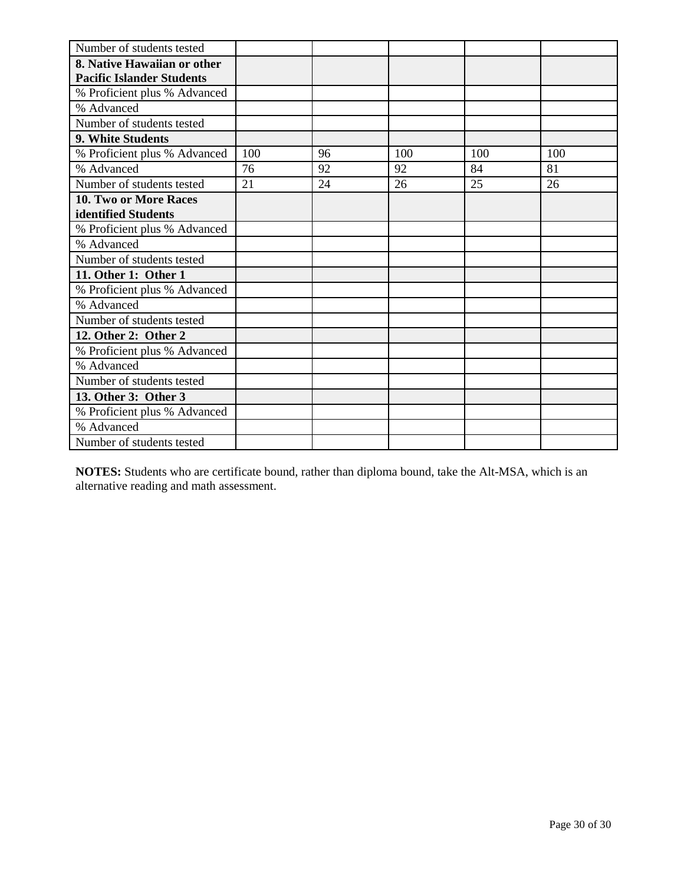| | | | | | |
|---|---|---|---|---|---|
| Number of students tested | | | | | |
| **8. Native Hawaiian or other Pacific Islander Students** | | | | | |
| % Proficient plus % Advanced | | | | | |
| % Advanced | | | | | |
| Number of students tested | | | | | |
| **9. White Students** | | | | | |
| % Proficient plus % Advanced | 100 | 96 | 100 | 100 | 100 |
| % Advanced | 76 | 92 | 92 | 84 | 81 |
| Number of students tested | 21 | 24 | 26 | 25 | 26 |
| **10. Two or More Races identified Students** | | | | | |
| % Proficient plus % Advanced | | | | | |
| % Advanced | | | | | |
| Number of students tested | | | | | |
| **11. Other 1: Other 1** | | | | | |
| % Proficient plus % Advanced | | | | | |
| % Advanced | | | | | |
| Number of students tested | | | | | |
| **12. Other 2: Other 2** | | | | | |
| % Proficient plus % Advanced | | | | | |
| % Advanced | | | | | |
| Number of students tested | | | | | |
| **13. Other 3: Other 3** | | | | | |
| % Proficient plus % Advanced | | | | | |
| % Advanced | | | | | |
| Number of students tested | | | | | |

**NOTES:** Students who are certificate bound, rather than diploma bound, take the Alt-MSA, which is an alternative reading and math assessment.